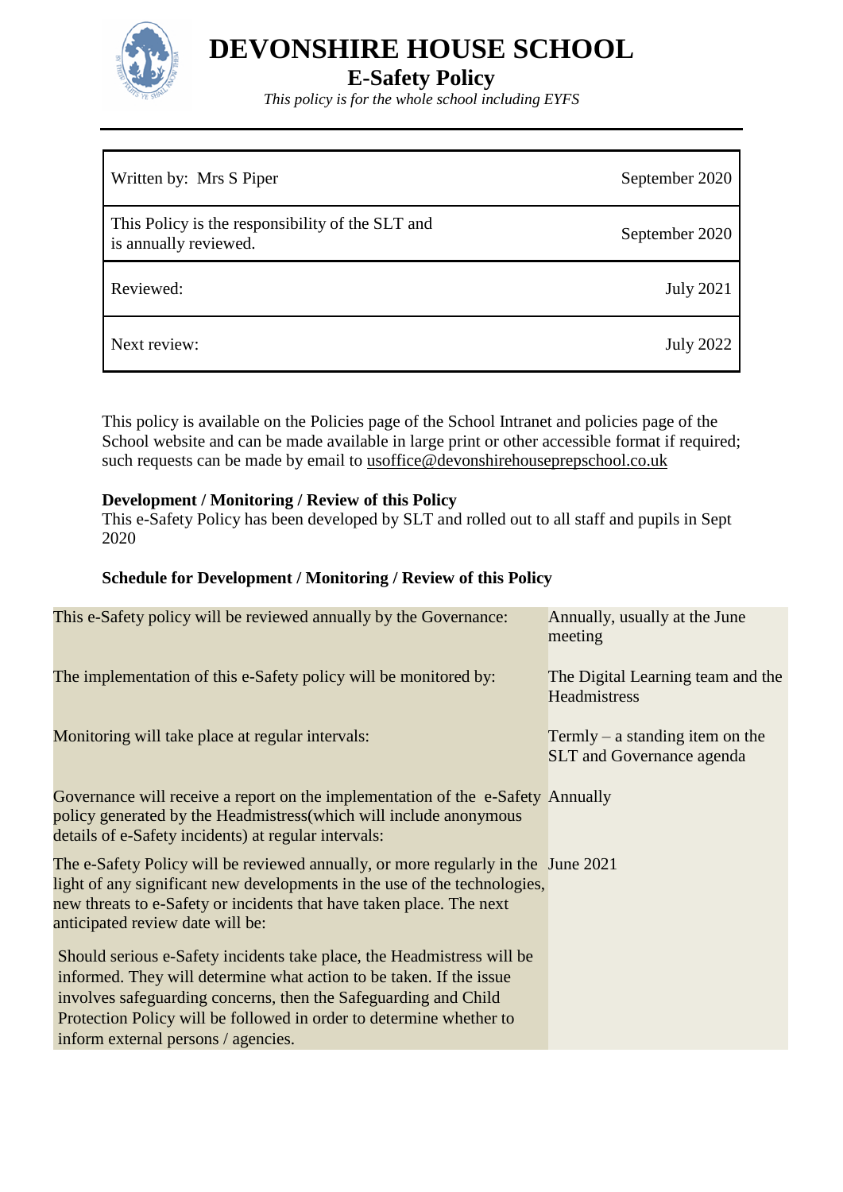# DEVONSHIRE HOUSE SCHOOL

## E-Safety Policy

*This policy is for the whole school including EYFS*

| | |
|---|---|
| Written by: Mrs S Piper | September 2020 |
| This Policy is the responsibility of the SLT and is annually reviewed. | September 2020 |
| Reviewed: | July 2021 |
| Next review: | July 2022 |

This policy is available on the Policies page of the School Intranet and policies page of the School website and can be made available in large print or other accessible format if required; such requests can be made by email to usoffice@devonshirehouseprepschool.co.uk

**Development / Monitoring / Review of this Policy**

This e-Safety Policy has been developed by SLT and rolled out to all staff and pupils in Sept 2020

**Schedule for Development / Monitoring / Review of this Policy**

| | |
|---|---|
| This e-Safety policy will be reviewed annually by the Governance: | Annually, usually at the June meeting |
| The implementation of this e-Safety policy will be monitored by: | The Digital Learning team and the Headmistress |
| Monitoring will take place at regular intervals: | Termly – a standing item on the SLT and Governance agenda |
| Governance will receive a report on the implementation of the e-Safety policy generated by the Headmistress(which will include anonymous details of e-Safety incidents) at regular intervals: | Annually |
| The e-Safety Policy will be reviewed annually, or more regularly in the light of any significant new developments in the use of the technologies, new threats to e-Safety or incidents that have taken place. The next anticipated review date will be: | June 2021 |
| Should serious e-Safety incidents take place, the Headmistress will be informed. They will determine what action to be taken. If the issue involves safeguarding concerns, then the Safeguarding and Child Protection Policy will be followed in order to determine whether to inform external persons / agencies. | |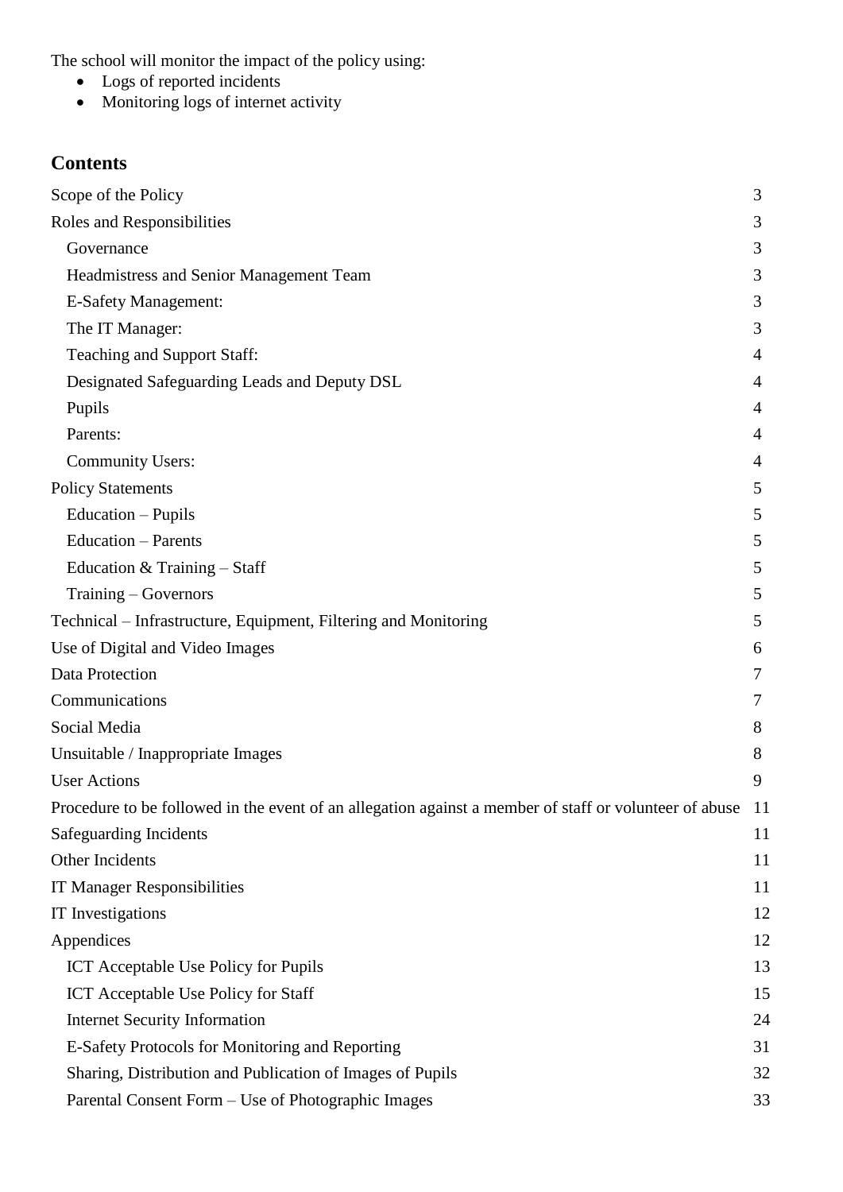The school will monitor the impact of the policy using:

- Logs of reported incidents
- Monitoring logs of internet activity

## Contents

| | |
|---|---|
| Scope of the Policy | 3 |
| Roles and Responsibilities | 3 |
| Governance | 3 |
| Headmistress and Senior Management Team | 3 |
| E-Safety Management: | 3 |
| The IT Manager: | 3 |
| Teaching and Support Staff: | 4 |
| Designated Safeguarding Leads and Deputy DSL | 4 |
| Pupils | 4 |
| Parents: | 4 |
| Community Users: | 4 |
| Policy Statements | 5 |
| Education – Pupils | 5 |
| Education – Parents | 5 |
| Education & Training – Staff | 5 |
| Training – Governors | 5 |
| Technical – Infrastructure, Equipment, Filtering and Monitoring | 5 |
| Use of Digital and Video Images | 6 |
| Data Protection | 7 |
| Communications | 7 |
| Social Media | 8 |
| Unsuitable / Inappropriate Images | 8 |
| User Actions | 9 |
| Procedure to be followed in the event of an allegation against a member of staff or volunteer of abuse | 11 |
| Safeguarding Incidents | 11 |
| Other Incidents | 11 |
| IT Manager Responsibilities | 11 |
| IT Investigations | 12 |
| Appendices | 12 |
| ICT Acceptable Use Policy for Pupils | 13 |
| ICT Acceptable Use Policy for Staff | 15 |
| Internet Security Information | 24 |
| E-Safety Protocols for Monitoring and Reporting | 31 |
| Sharing, Distribution and Publication of Images of Pupils | 32 |
| Parental Consent Form – Use of Photographic Images | 33 |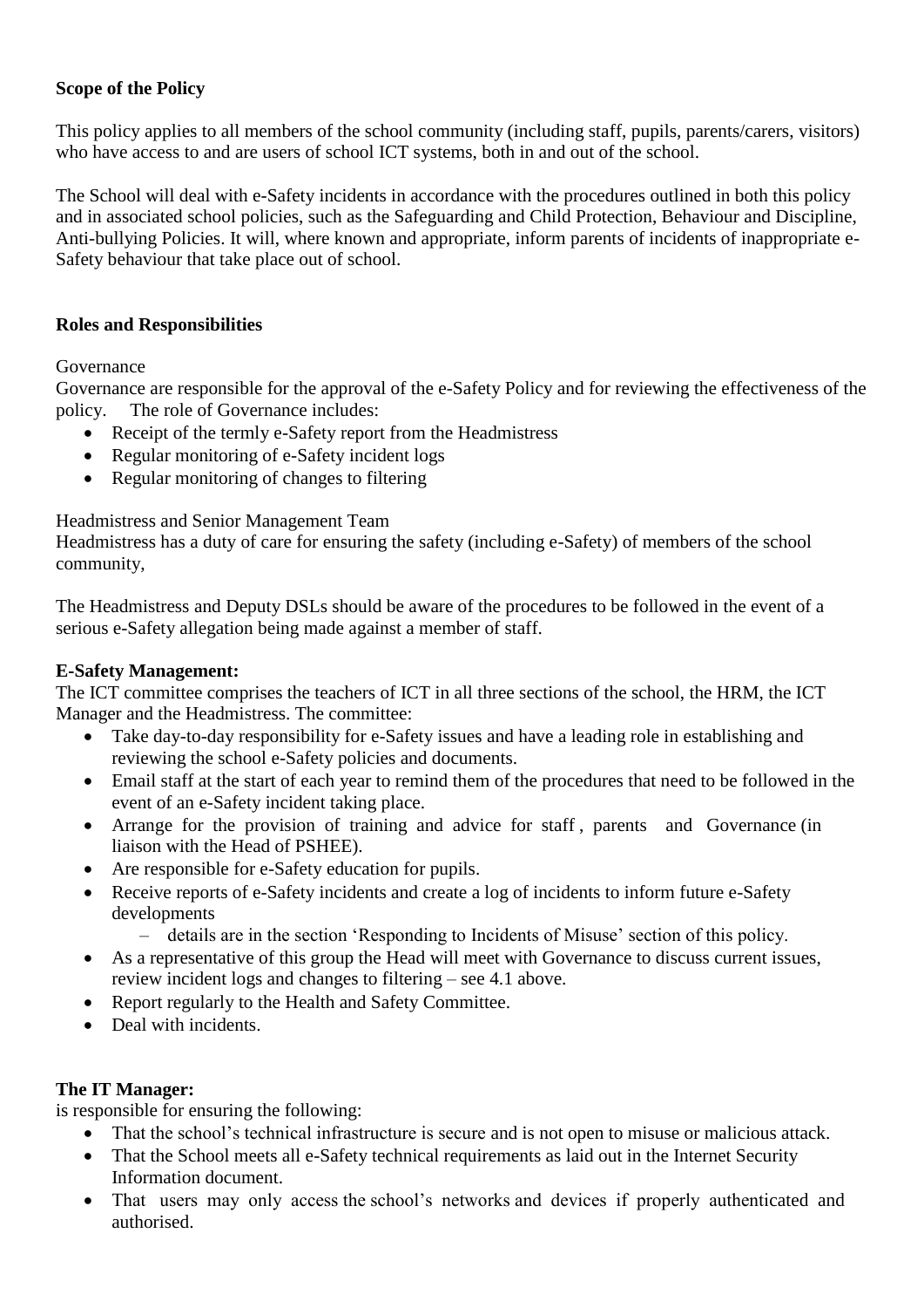**Scope of the Policy**

This policy applies to all members of the school community (including staff, pupils, parents/carers, visitors) who have access to and are users of school ICT systems, both in and out of the school.

The School will deal with e-Safety incidents in accordance with the procedures outlined in both this policy and in associated school policies, such as the Safeguarding and Child Protection, Behaviour and Discipline, Anti-bullying Policies. It will, where known and appropriate, inform parents of incidents of inappropriate e-Safety behaviour that take place out of school.

**Roles and Responsibilities**

Governance

Governance are responsible for the approval of the e-Safety Policy and for reviewing the effectiveness of the policy. The role of Governance includes:

- Receipt of the termly e-Safety report from the Headmistress
- Regular monitoring of e-Safety incident logs
- Regular monitoring of changes to filtering

Headmistress and Senior Management Team

Headmistress has a duty of care for ensuring the safety (including e-Safety) of members of the school community,

The Headmistress and Deputy DSLs should be aware of the procedures to be followed in the event of a serious e-Safety allegation being made against a member of staff.

**E-Safety Management:**

The ICT committee comprises the teachers of ICT in all three sections of the school, the HRM, the ICT Manager and the Headmistress. The committee:

- Take day-to-day responsibility for e-Safety issues and have a leading role in establishing and reviewing the school e-Safety policies and documents.
- Email staff at the start of each year to remind them of the procedures that need to be followed in the event of an e-Safety incident taking place.
- Arrange for the provision of training and advice for staff , parents and Governance (in liaison with the Head of PSHEE).
- Are responsible for e-Safety education for pupils.
- Receive reports of e-Safety incidents and create a log of incidents to inform future e-Safety developments
    - details are in the section 'Responding to Incidents of Misuse' section of this policy.
- As a representative of this group the Head will meet with Governance to discuss current issues, review incident logs and changes to filtering – see 4.1 above.
- Report regularly to the Health and Safety Committee.
- Deal with incidents.

**The IT Manager:**

is responsible for ensuring the following:

- That the school's technical infrastructure is secure and is not open to misuse or malicious attack.
- That the School meets all e-Safety technical requirements as laid out in the Internet Security Information document.
- That users may only access the school's networks and devices if properly authenticated and authorised.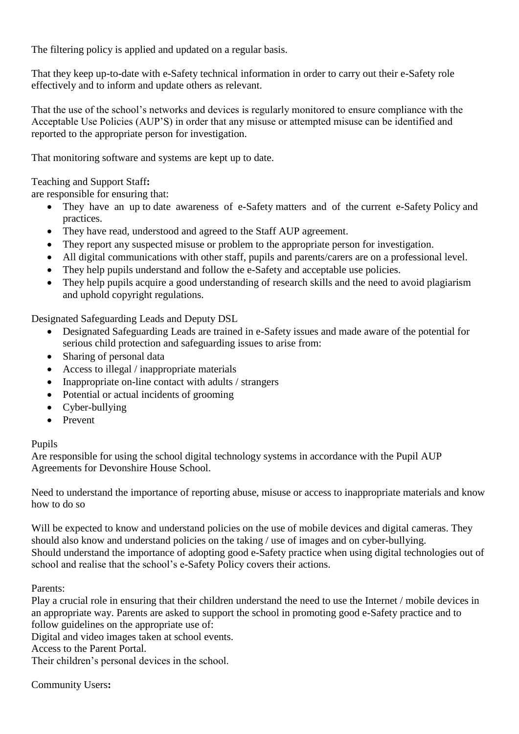The filtering policy is applied and updated on a regular basis.

That they keep up-to-date with e-Safety technical information in order to carry out their e-Safety role effectively and to inform and update others as relevant.

That the use of the school's networks and devices is regularly monitored to ensure compliance with the Acceptable Use Policies (AUP'S) in order that any misuse or attempted misuse can be identified and reported to the appropriate person for investigation.

That monitoring software and systems are kept up to date.

Teaching and Support Staff**:**
are responsible for ensuring that:

- They have an up to date awareness of e-Safety matters and of the current e-Safety Policy and practices.
- They have read, understood and agreed to the Staff AUP agreement.
- They report any suspected misuse or problem to the appropriate person for investigation.
- All digital communications with other staff, pupils and parents/carers are on a professional level.
- They help pupils understand and follow the e-Safety and acceptable use policies.
- They help pupils acquire a good understanding of research skills and the need to avoid plagiarism and uphold copyright regulations.

Designated Safeguarding Leads and Deputy DSL

- Designated Safeguarding Leads are trained in e-Safety issues and made aware of the potential for serious child protection and safeguarding issues to arise from:
- Sharing of personal data
- Access to illegal / inappropriate materials
- Inappropriate on-line contact with adults / strangers
- Potential or actual incidents of grooming
- Cyber-bullying
- Prevent

Pupils
Are responsible for using the school digital technology systems in accordance with the Pupil AUP Agreements for Devonshire House School.

Need to understand the importance of reporting abuse, misuse or access to inappropriate materials and know how to do so

Will be expected to know and understand policies on the use of mobile devices and digital cameras. They should also know and understand policies on the taking / use of images and on cyber-bullying.
Should understand the importance of adopting good e-Safety practice when using digital technologies out of school and realise that the school's e-Safety Policy covers their actions.

Parents:
Play a crucial role in ensuring that their children understand the need to use the Internet / mobile devices in an appropriate way. Parents are asked to support the school in promoting good e-Safety practice and to follow guidelines on the appropriate use of:
Digital and video images taken at school events.
Access to the Parent Portal.
Their children's personal devices in the school.

Community Users**:**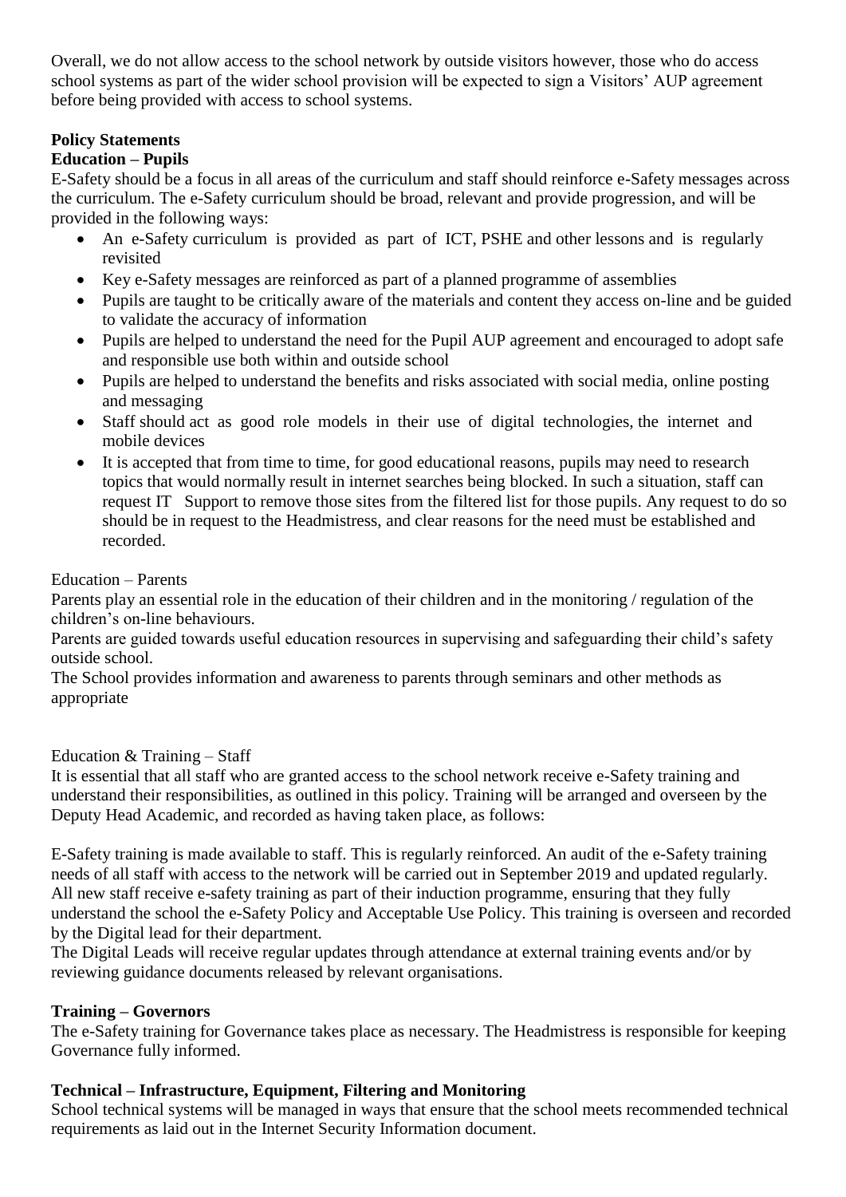Overall, we do not allow access to the school network by outside visitors however, those who do access school systems as part of the wider school provision will be expected to sign a Visitors' AUP agreement before being provided with access to school systems.

**Policy Statements**

**Education – Pupils**

E-Safety should be a focus in all areas of the curriculum and staff should reinforce e-Safety messages across the curriculum. The e-Safety curriculum should be broad, relevant and provide progression, and will be provided in the following ways:

- An e-Safety curriculum is provided as part of ICT, PSHE and other lessons and is regularly revisited
- Key e-Safety messages are reinforced as part of a planned programme of assemblies
- Pupils are taught to be critically aware of the materials and content they access on-line and be guided to validate the accuracy of information
- Pupils are helped to understand the need for the Pupil AUP agreement and encouraged to adopt safe and responsible use both within and outside school
- Pupils are helped to understand the benefits and risks associated with social media, online posting and messaging
- Staff should act as good role models in their use of digital technologies, the internet and mobile devices
- It is accepted that from time to time, for good educational reasons, pupils may need to research topics that would normally result in internet searches being blocked. In such a situation, staff can request IT Support to remove those sites from the filtered list for those pupils. Any request to do so should be in request to the Headmistress, and clear reasons for the need must be established and recorded.

Education – Parents

Parents play an essential role in the education of their children and in the monitoring / regulation of the children's on-line behaviours.

Parents are guided towards useful education resources in supervising and safeguarding their child's safety outside school.

The School provides information and awareness to parents through seminars and other methods as appropriate

Education & Training – Staff

It is essential that all staff who are granted access to the school network receive e-Safety training and understand their responsibilities, as outlined in this policy. Training will be arranged and overseen by the Deputy Head Academic, and recorded as having taken place, as follows:

E-Safety training is made available to staff. This is regularly reinforced. An audit of the e-Safety training needs of all staff with access to the network will be carried out in September 2019 and updated regularly. All new staff receive e-safety training as part of their induction programme, ensuring that they fully understand the school the e-Safety Policy and Acceptable Use Policy. This training is overseen and recorded by the Digital lead for their department.

The Digital Leads will receive regular updates through attendance at external training events and/or by reviewing guidance documents released by relevant organisations.

**Training – Governors**

The e-Safety training for Governance takes place as necessary. The Headmistress is responsible for keeping Governance fully informed.

**Technical – Infrastructure, Equipment, Filtering and Monitoring**

School technical systems will be managed in ways that ensure that the school meets recommended technical requirements as laid out in the Internet Security Information document.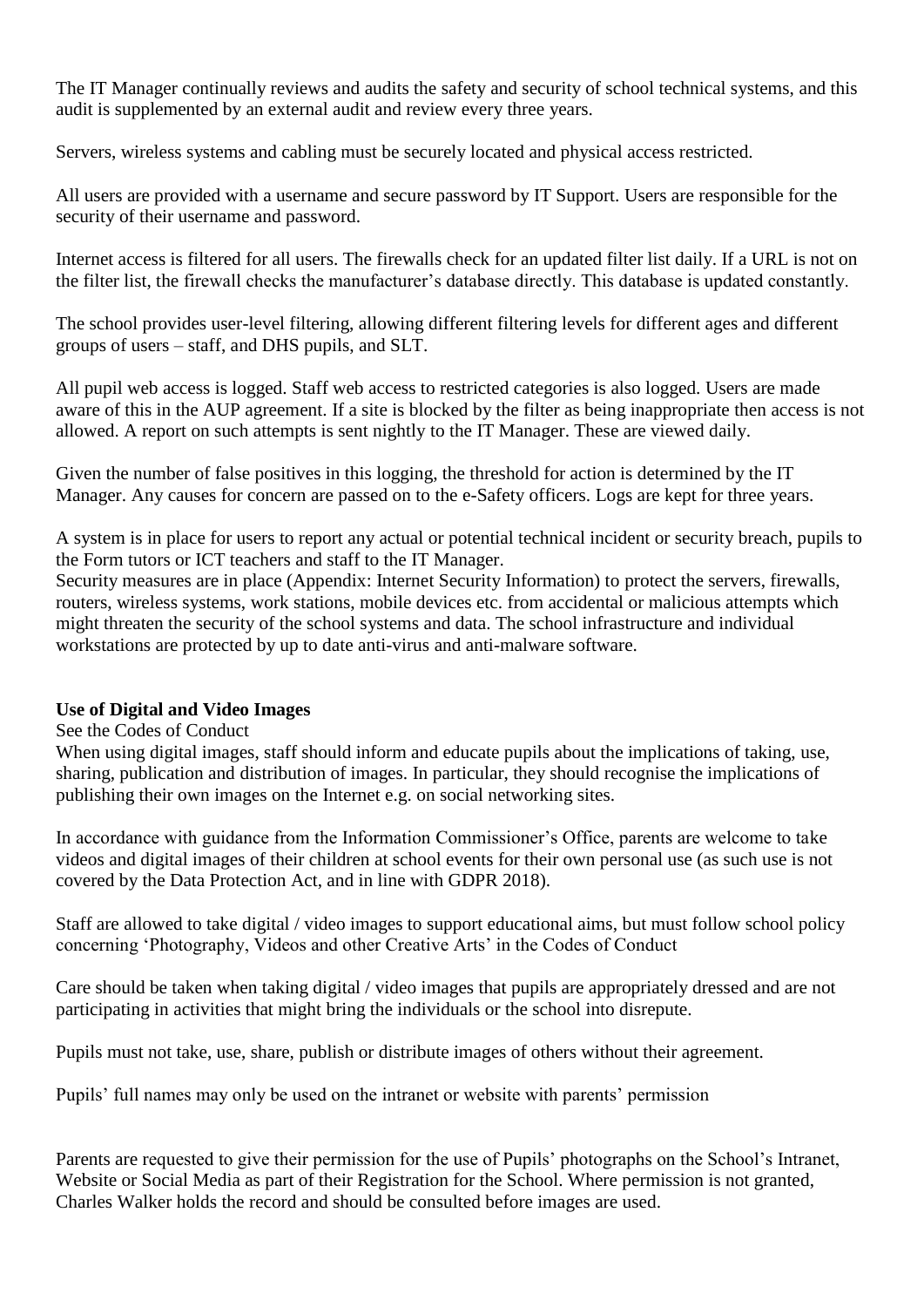The IT Manager continually reviews and audits the safety and security of school technical systems, and this audit is supplemented by an external audit and review every three years.

Servers, wireless systems and cabling must be securely located and physical access restricted.

All users are provided with a username and secure password by IT Support. Users are responsible for the security of their username and password.

Internet access is filtered for all users. The firewalls check for an updated filter list daily. If a URL is not on the filter list, the firewall checks the manufacturer's database directly. This database is updated constantly.

The school provides user-level filtering, allowing different filtering levels for different ages and different groups of users – staff, and DHS pupils, and SLT.

All pupil web access is logged. Staff web access to restricted categories is also logged. Users are made aware of this in the AUP agreement. If a site is blocked by the filter as being inappropriate then access is not allowed. A report on such attempts is sent nightly to the IT Manager. These are viewed daily.

Given the number of false positives in this logging, the threshold for action is determined by the IT Manager. Any causes for concern are passed on to the e-Safety officers. Logs are kept for three years.

A system is in place for users to report any actual or potential technical incident or security breach, pupils to the Form tutors or ICT teachers and staff to the IT Manager.
Security measures are in place (Appendix: Internet Security Information) to protect the servers, firewalls, routers, wireless systems, work stations, mobile devices etc. from accidental or malicious attempts which might threaten the security of the school systems and data. The school infrastructure and individual workstations are protected by up to date anti-virus and anti-malware software.

**Use of Digital and Video Images**

See the Codes of Conduct
When using digital images, staff should inform and educate pupils about the implications of taking, use, sharing, publication and distribution of images. In particular, they should recognise the implications of publishing their own images on the Internet e.g. on social networking sites.

In accordance with guidance from the Information Commissioner's Office, parents are welcome to take videos and digital images of their children at school events for their own personal use (as such use is not covered by the Data Protection Act, and in line with GDPR 2018).

Staff are allowed to take digital / video images to support educational aims, but must follow school policy concerning 'Photography, Videos and other Creative Arts' in the Codes of Conduct

Care should be taken when taking digital / video images that pupils are appropriately dressed and are not participating in activities that might bring the individuals or the school into disrepute.

Pupils must not take, use, share, publish or distribute images of others without their agreement.

Pupils' full names may only be used on the intranet or website with parents' permission

Parents are requested to give their permission for the use of Pupils' photographs on the School's Intranet, Website or Social Media as part of their Registration for the School. Where permission is not granted, Charles Walker holds the record and should be consulted before images are used.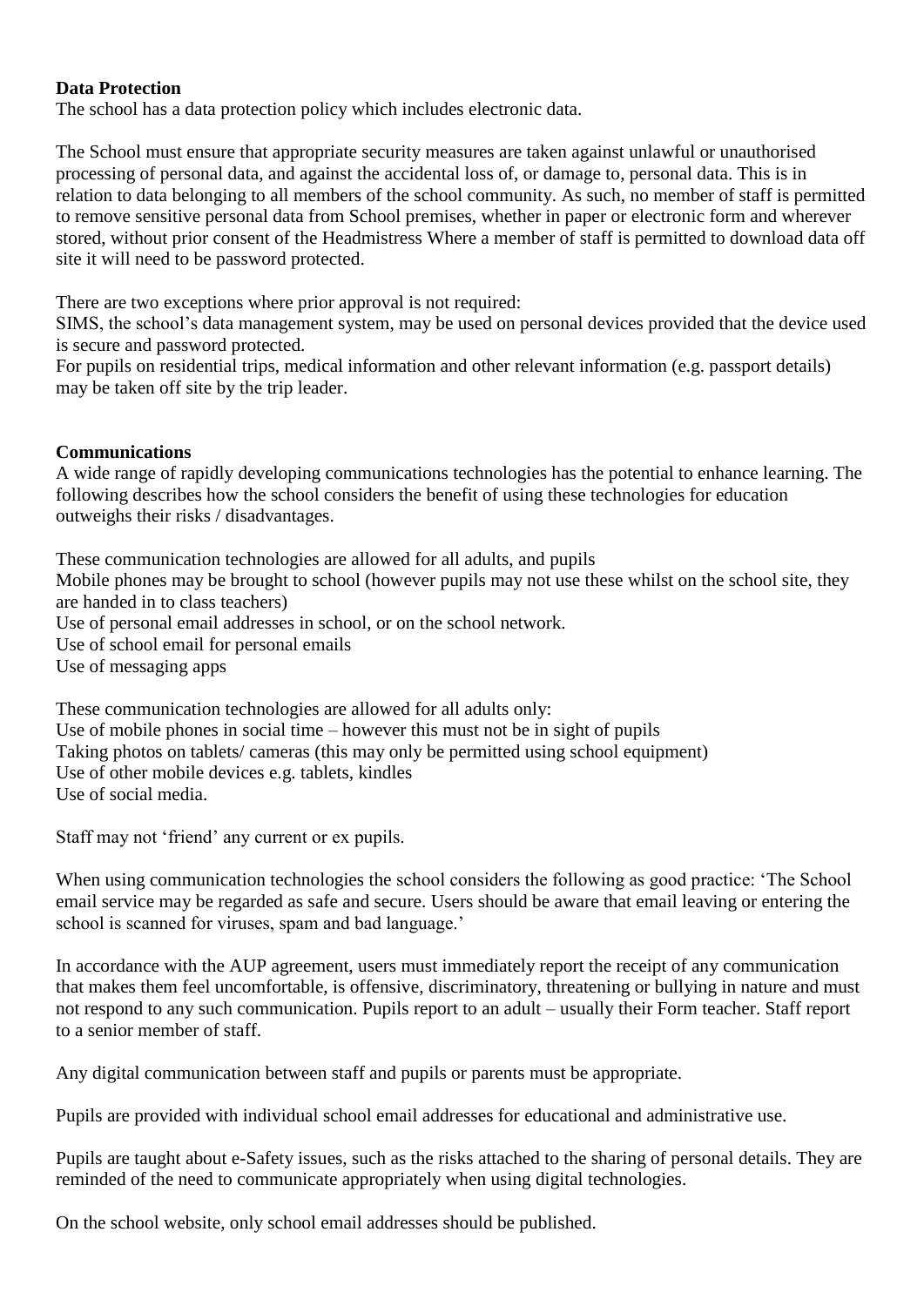**Data Protection**

The school has a data protection policy which includes electronic data.

The School must ensure that appropriate security measures are taken against unlawful or unauthorised processing of personal data, and against the accidental loss of, or damage to, personal data. This is in relation to data belonging to all members of the school community. As such, no member of staff is permitted to remove sensitive personal data from School premises, whether in paper or electronic form and wherever stored, without prior consent of the Headmistress Where a member of staff is permitted to download data off site it will need to be password protected.

There are two exceptions where prior approval is not required:

SIMS, the school's data management system, may be used on personal devices provided that the device used is secure and password protected.

For pupils on residential trips, medical information and other relevant information (e.g. passport details) may be taken off site by the trip leader.

**Communications**

A wide range of rapidly developing communications technologies has the potential to enhance learning. The following describes how the school considers the benefit of using these technologies for education outweighs their risks / disadvantages.

These communication technologies are allowed for all adults, and pupils

Mobile phones may be brought to school (however pupils may not use these whilst on the school site, they are handed in to class teachers)

Use of personal email addresses in school, or on the school network.

Use of school email for personal emails

Use of messaging apps

These communication technologies are allowed for all adults only:

Use of mobile phones in social time – however this must not be in sight of pupils

Taking photos on tablets/ cameras (this may only be permitted using school equipment)

Use of other mobile devices e.g. tablets, kindles

Use of social media.

Staff may not 'friend' any current or ex pupils.

When using communication technologies the school considers the following as good practice: 'The School email service may be regarded as safe and secure. Users should be aware that email leaving or entering the school is scanned for viruses, spam and bad language.'

In accordance with the AUP agreement, users must immediately report the receipt of any communication that makes them feel uncomfortable, is offensive, discriminatory, threatening or bullying in nature and must not respond to any such communication. Pupils report to an adult – usually their Form teacher. Staff report to a senior member of staff.

Any digital communication between staff and pupils or parents must be appropriate.

Pupils are provided with individual school email addresses for educational and administrative use.

Pupils are taught about e-Safety issues, such as the risks attached to the sharing of personal details. They are reminded of the need to communicate appropriately when using digital technologies.

On the school website, only school email addresses should be published.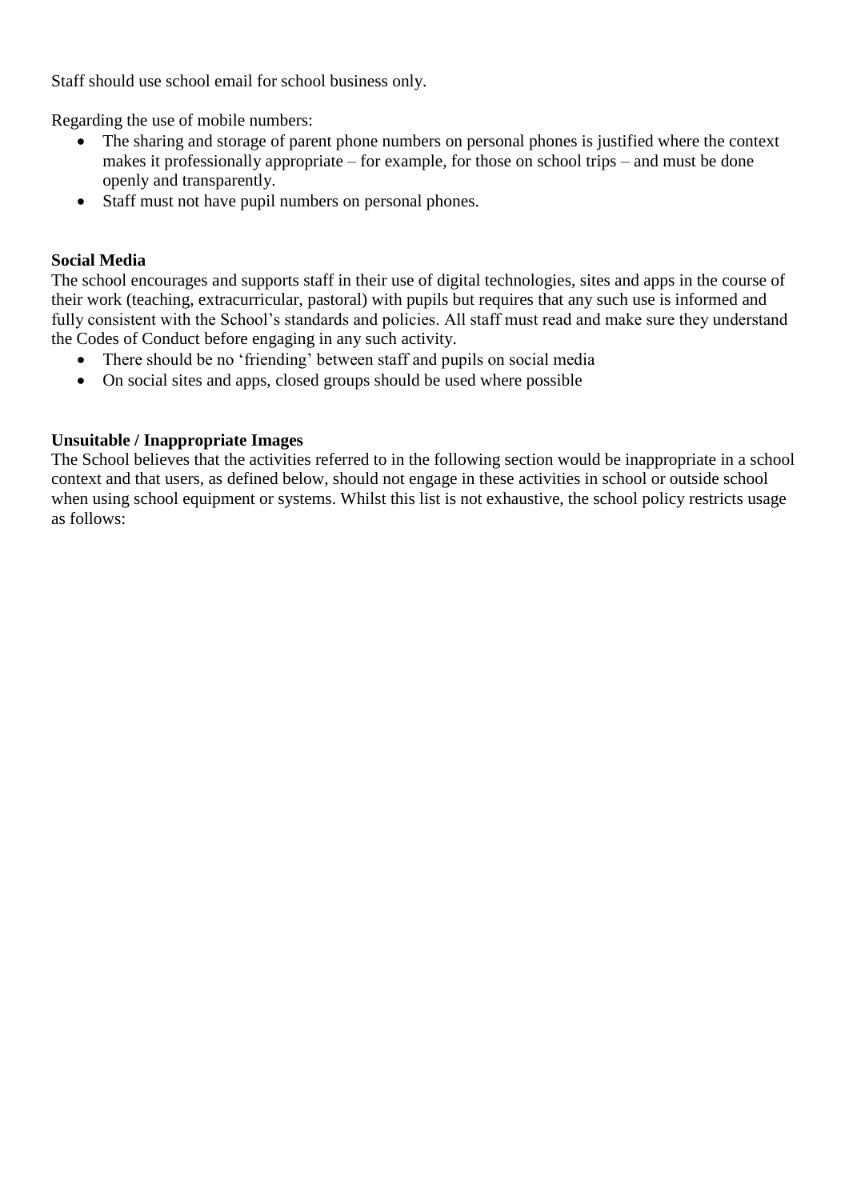Staff should use school email for school business only.

Regarding the use of mobile numbers:

- The sharing and storage of parent phone numbers on personal phones is justified where the context makes it professionally appropriate – for example, for those on school trips – and must be done openly and transparently.
- Staff must not have pupil numbers on personal phones.

**Social Media**

The school encourages and supports staff in their use of digital technologies, sites and apps in the course of their work (teaching, extracurricular, pastoral) with pupils but requires that any such use is informed and fully consistent with the School's standards and policies. All staff must read and make sure they understand the Codes of Conduct before engaging in any such activity.

- There should be no 'friending' between staff and pupils on social media
- On social sites and apps, closed groups should be used where possible

**Unsuitable / Inappropriate Images**

The School believes that the activities referred to in the following section would be inappropriate in a school context and that users, as defined below, should not engage in these activities in school or outside school when using school equipment or systems. Whilst this list is not exhaustive, the school policy restricts usage as follows: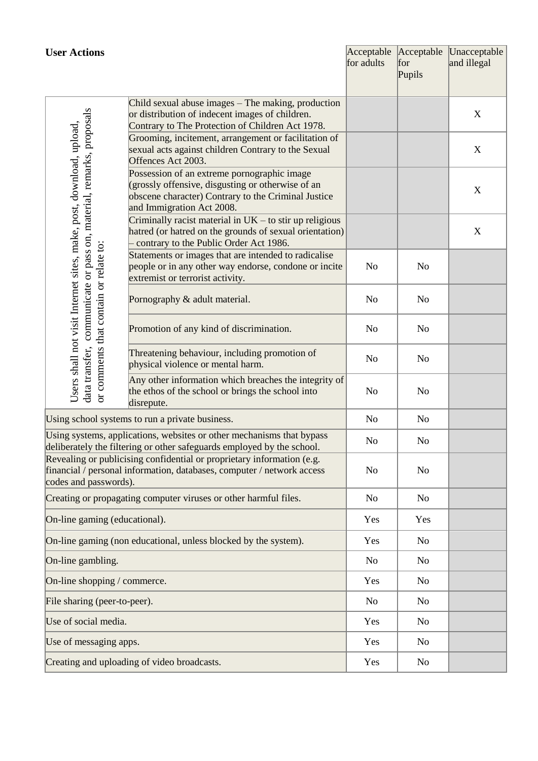| **User Actions** | | Acceptable for adults | Acceptable for Pupils | Unacceptable and illegal |
|---|---|---|---|---|
| Users shall not visit Internet sites, make, post, download, upload, data transfer, communicate or pass on, material, remarks, proposals or comments that contain or relate to: | Child sexual abuse images – The making, production or distribution of indecent images of children. Contrary to The Protection of Children Act 1978. | | | X |
| | Grooming, incitement, arrangement or facilitation of sexual acts against children Contrary to the Sexual Offences Act 2003. | | | X |
| | Possession of an extreme pornographic image (grossly offensive, disgusting or otherwise of an obscene character) Contrary to the Criminal Justice and Immigration Act 2008. | | | X |
| | Criminally racist material in UK – to stir up religious hatred (or hatred on the grounds of sexual orientation) – contrary to the Public Order Act 1986. | | | X |
| | Statements or images that are intended to radicalise people or in any other way endorse, condone or incite extremist or terrorist activity. | No | No | |
| | Pornography & adult material. | No | No | |
| | Promotion of any kind of discrimination. | No | No | |
| | Threatening behaviour, including promotion of physical violence or mental harm. | No | No | |
| | Any other information which breaches the integrity of the ethos of the school or brings the school into disrepute. | No | No | |
| Using school systems to run a private business. | | No | No | |
| Using systems, applications, websites or other mechanisms that bypass deliberately the filtering or other safeguards employed by the school. | | No | No | |
| Revealing or publicising confidential or proprietary information (e.g. financial / personal information, databases, computer / network access codes and passwords). | | No | No | |
| Creating or propagating computer viruses or other harmful files. | | No | No | |
| On-line gaming (educational). | | Yes | Yes | |
| On-line gaming (non educational, unless blocked by the system). | | Yes | No | |
| On-line gambling. | | No | No | |
| On-line shopping / commerce. | | Yes | No | |
| File sharing (peer-to-peer). | | No | No | |
| Use of social media. | | Yes | No | |
| Use of messaging apps. | | Yes | No | |
| Creating and uploading of video broadcasts. | | Yes | No | |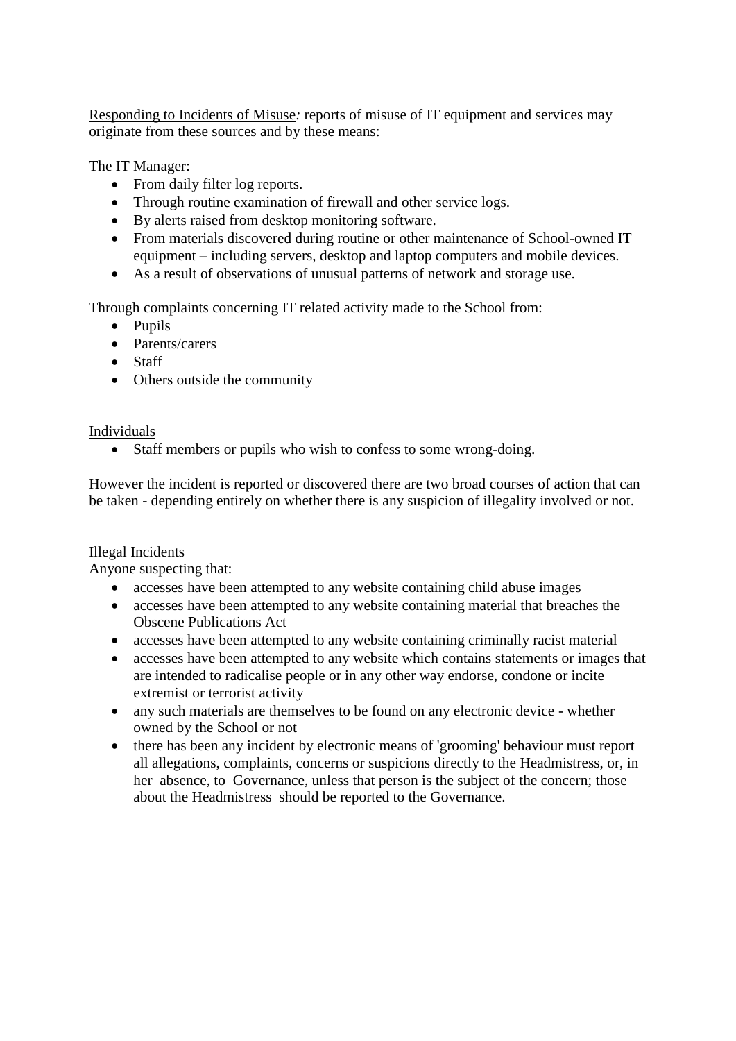<u>Responding to Incidents of Misuse</u>*:* reports of misuse of IT equipment and services may originate from these sources and by these means:

The IT Manager:

- From daily filter log reports.
- Through routine examination of firewall and other service logs.
- By alerts raised from desktop monitoring software.
- From materials discovered during routine or other maintenance of School-owned IT equipment – including servers, desktop and laptop computers and mobile devices.
- As a result of observations of unusual patterns of network and storage use.

Through complaints concerning IT related activity made to the School from:

- Pupils
- Parents/carers
- Staff
- Others outside the community

<u>Individuals</u>

- Staff members or pupils who wish to confess to some wrong-doing.

However the incident is reported or discovered there are two broad courses of action that can be taken - depending entirely on whether there is any suspicion of illegality involved or not.

<u>Illegal Incidents</u>

Anyone suspecting that:

- accesses have been attempted to any website containing child abuse images
- accesses have been attempted to any website containing material that breaches the Obscene Publications Act
- accesses have been attempted to any website containing criminally racist material
- accesses have been attempted to any website which contains statements or images that are intended to radicalise people or in any other way endorse, condone or incite extremist or terrorist activity
- any such materials are themselves to be found on any electronic device - whether owned by the School or not
- there has been any incident by electronic means of 'grooming' behaviour must report all allegations, complaints, concerns or suspicions directly to the Headmistress, or, in her absence, to Governance, unless that person is the subject of the concern; those about the Headmistress should be reported to the Governance.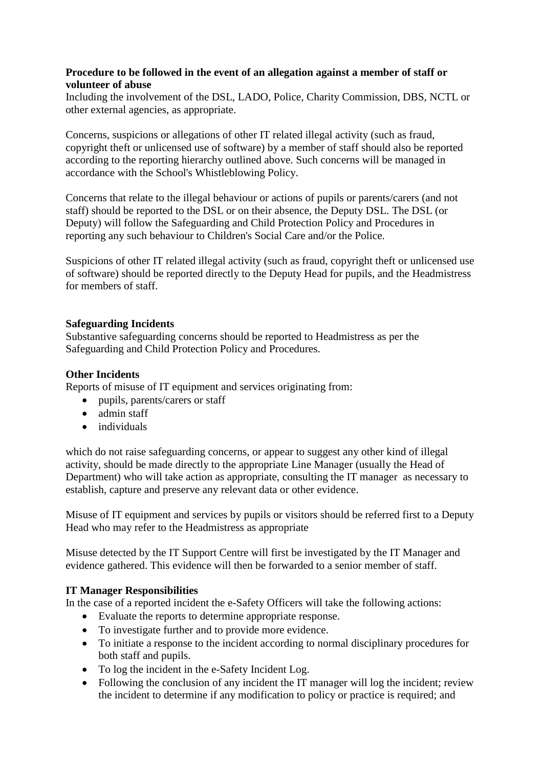**Procedure to be followed in the event of an allegation against a member of staff or volunteer of abuse**

Including the involvement of the DSL, LADO, Police, Charity Commission, DBS, NCTL or other external agencies, as appropriate.

Concerns, suspicions or allegations of other IT related illegal activity (such as fraud, copyright theft or unlicensed use of software) by a member of staff should also be reported according to the reporting hierarchy outlined above. Such concerns will be managed in accordance with the School's Whistleblowing Policy.

Concerns that relate to the illegal behaviour or actions of pupils or parents/carers (and not staff) should be reported to the DSL or on their absence, the Deputy DSL. The DSL (or Deputy) will follow the Safeguarding and Child Protection Policy and Procedures in reporting any such behaviour to Children's Social Care and/or the Police.

Suspicions of other IT related illegal activity (such as fraud, copyright theft or unlicensed use of software) should be reported directly to the Deputy Head for pupils, and the Headmistress for members of staff.

**Safeguarding Incidents**

Substantive safeguarding concerns should be reported to Headmistress as per the Safeguarding and Child Protection Policy and Procedures.

**Other Incidents**

Reports of misuse of IT equipment and services originating from:

- pupils, parents/carers or staff
- admin staff
- individuals

which do not raise safeguarding concerns, or appear to suggest any other kind of illegal activity, should be made directly to the appropriate Line Manager (usually the Head of Department) who will take action as appropriate, consulting the IT manager as necessary to establish, capture and preserve any relevant data or other evidence.

Misuse of IT equipment and services by pupils or visitors should be referred first to a Deputy Head who may refer to the Headmistress as appropriate

Misuse detected by the IT Support Centre will first be investigated by the IT Manager and evidence gathered. This evidence will then be forwarded to a senior member of staff.

**IT Manager Responsibilities**

In the case of a reported incident the e-Safety Officers will take the following actions:

- Evaluate the reports to determine appropriate response.
- To investigate further and to provide more evidence.
- To initiate a response to the incident according to normal disciplinary procedures for both staff and pupils.
- To log the incident in the e-Safety Incident Log.
- Following the conclusion of any incident the IT manager will log the incident; review the incident to determine if any modification to policy or practice is required; and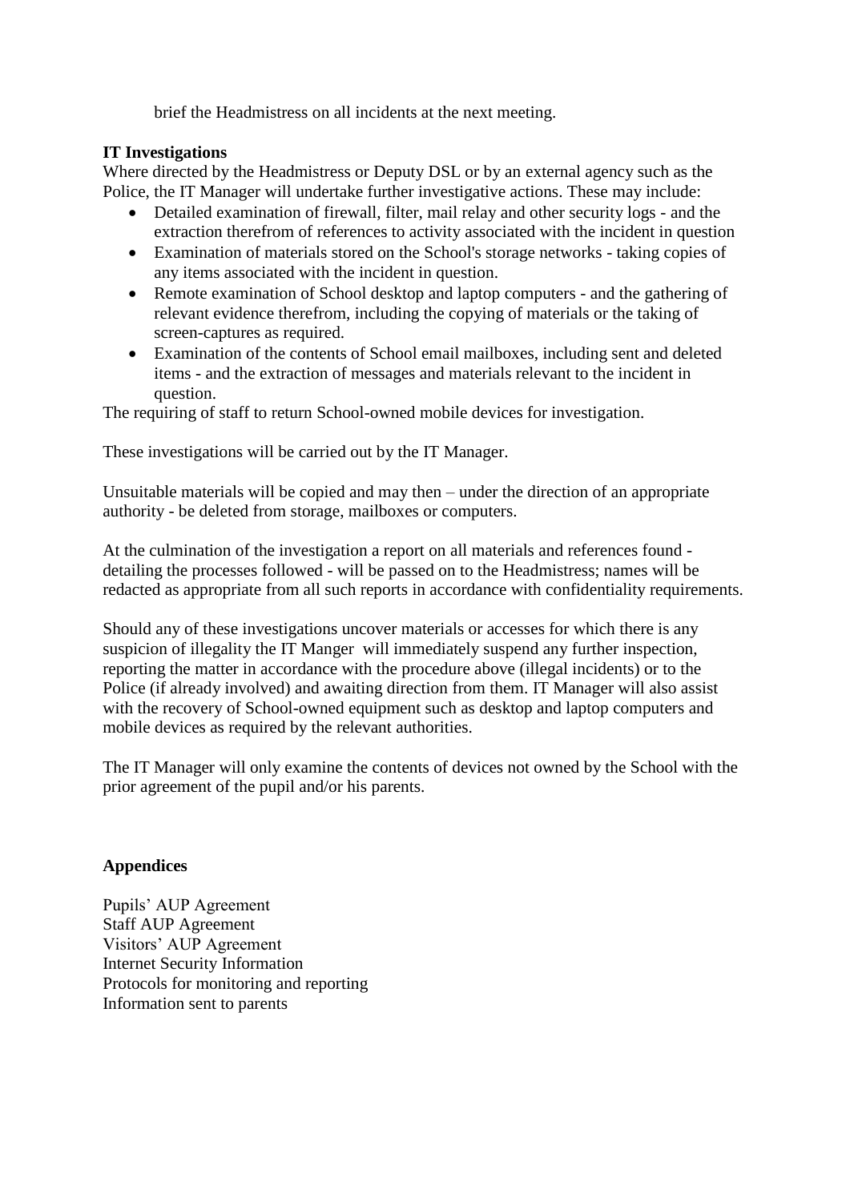brief the Headmistress on all incidents at the next meeting.

**IT Investigations**

Where directed by the Headmistress or Deputy DSL or by an external agency such as the Police, the IT Manager will undertake further investigative actions. These may include:

- Detailed examination of firewall, filter, mail relay and other security logs - and the extraction therefrom of references to activity associated with the incident in question
- Examination of materials stored on the School's storage networks - taking copies of any items associated with the incident in question.
- Remote examination of School desktop and laptop computers - and the gathering of relevant evidence therefrom, including the copying of materials or the taking of screen-captures as required.
- Examination of the contents of School email mailboxes, including sent and deleted items - and the extraction of messages and materials relevant to the incident in question.

The requiring of staff to return School-owned mobile devices for investigation.

These investigations will be carried out by the IT Manager.

Unsuitable materials will be copied and may then – under the direction of an appropriate authority - be deleted from storage, mailboxes or computers.

At the culmination of the investigation a report on all materials and references found - detailing the processes followed - will be passed on to the Headmistress; names will be redacted as appropriate from all such reports in accordance with confidentiality requirements.

Should any of these investigations uncover materials or accesses for which there is any suspicion of illegality the IT Manger will immediately suspend any further inspection, reporting the matter in accordance with the procedure above (illegal incidents) or to the Police (if already involved) and awaiting direction from them. IT Manager will also assist with the recovery of School-owned equipment such as desktop and laptop computers and mobile devices as required by the relevant authorities.

The IT Manager will only examine the contents of devices not owned by the School with the prior agreement of the pupil and/or his parents.

**Appendices**

Pupils' AUP Agreement
Staff AUP Agreement
Visitors' AUP Agreement
Internet Security Information
Protocols for monitoring and reporting
Information sent to parents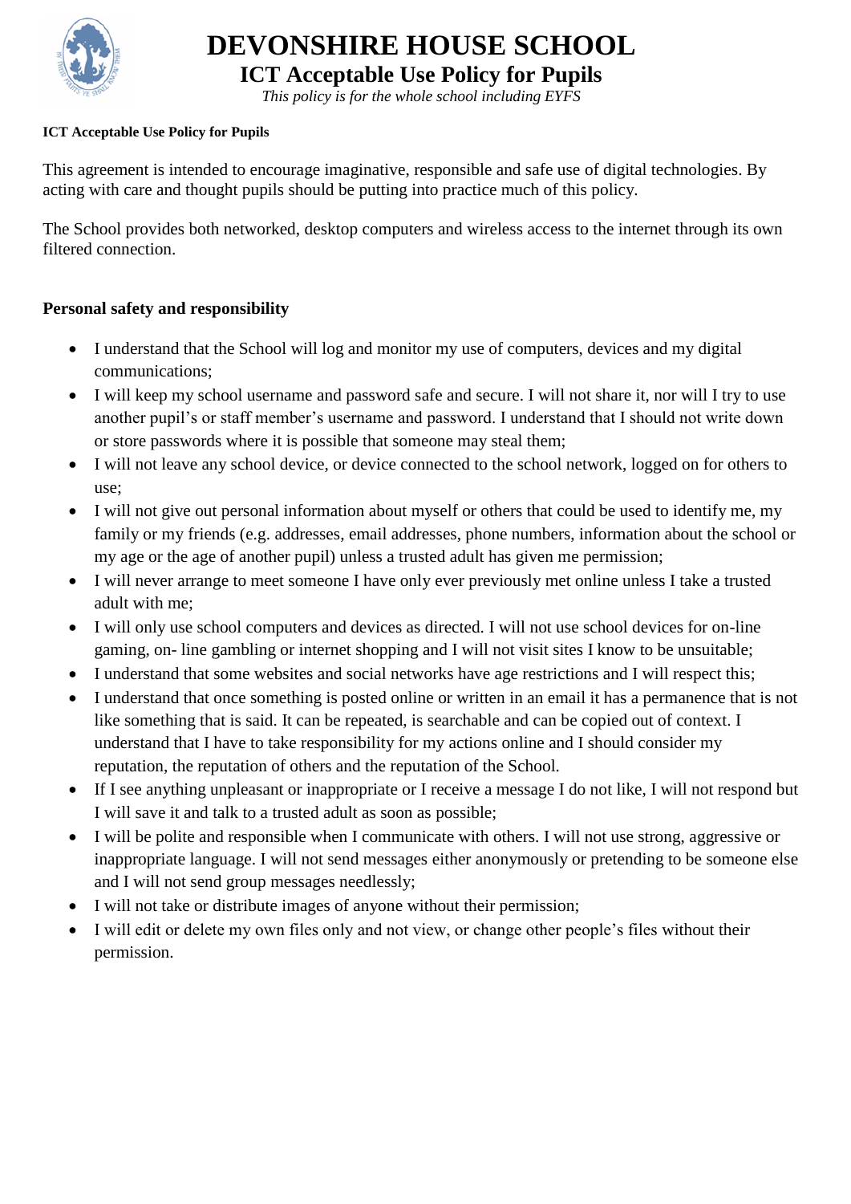# DEVONSHIRE HOUSE SCHOOL

## ICT Acceptable Use Policy for Pupils

*This policy is for the whole school including EYFS*

**ICT Acceptable Use Policy for Pupils**

This agreement is intended to encourage imaginative, responsible and safe use of digital technologies. By acting with care and thought pupils should be putting into practice much of this policy.

The School provides both networked, desktop computers and wireless access to the internet through its own filtered connection.

### Personal safety and responsibility

- I understand that the School will log and monitor my use of computers, devices and my digital communications;
- I will keep my school username and password safe and secure. I will not share it, nor will I try to use another pupil's or staff member's username and password. I understand that I should not write down or store passwords where it is possible that someone may steal them;
- I will not leave any school device, or device connected to the school network, logged on for others to use;
- I will not give out personal information about myself or others that could be used to identify me, my family or my friends (e.g. addresses, email addresses, phone numbers, information about the school or my age or the age of another pupil) unless a trusted adult has given me permission;
- I will never arrange to meet someone I have only ever previously met online unless I take a trusted adult with me;
- I will only use school computers and devices as directed. I will not use school devices for on-line gaming, on- line gambling or internet shopping and I will not visit sites I know to be unsuitable;
- I understand that some websites and social networks have age restrictions and I will respect this;
- I understand that once something is posted online or written in an email it has a permanence that is not like something that is said. It can be repeated, is searchable and can be copied out of context. I understand that I have to take responsibility for my actions online and I should consider my reputation, the reputation of others and the reputation of the School.
- If I see anything unpleasant or inappropriate or I receive a message I do not like, I will not respond but I will save it and talk to a trusted adult as soon as possible;
- I will be polite and responsible when I communicate with others. I will not use strong, aggressive or inappropriate language. I will not send messages either anonymously or pretending to be someone else and I will not send group messages needlessly;
- I will not take or distribute images of anyone without their permission;
- I will edit or delete my own files only and not view, or change other people's files without their permission.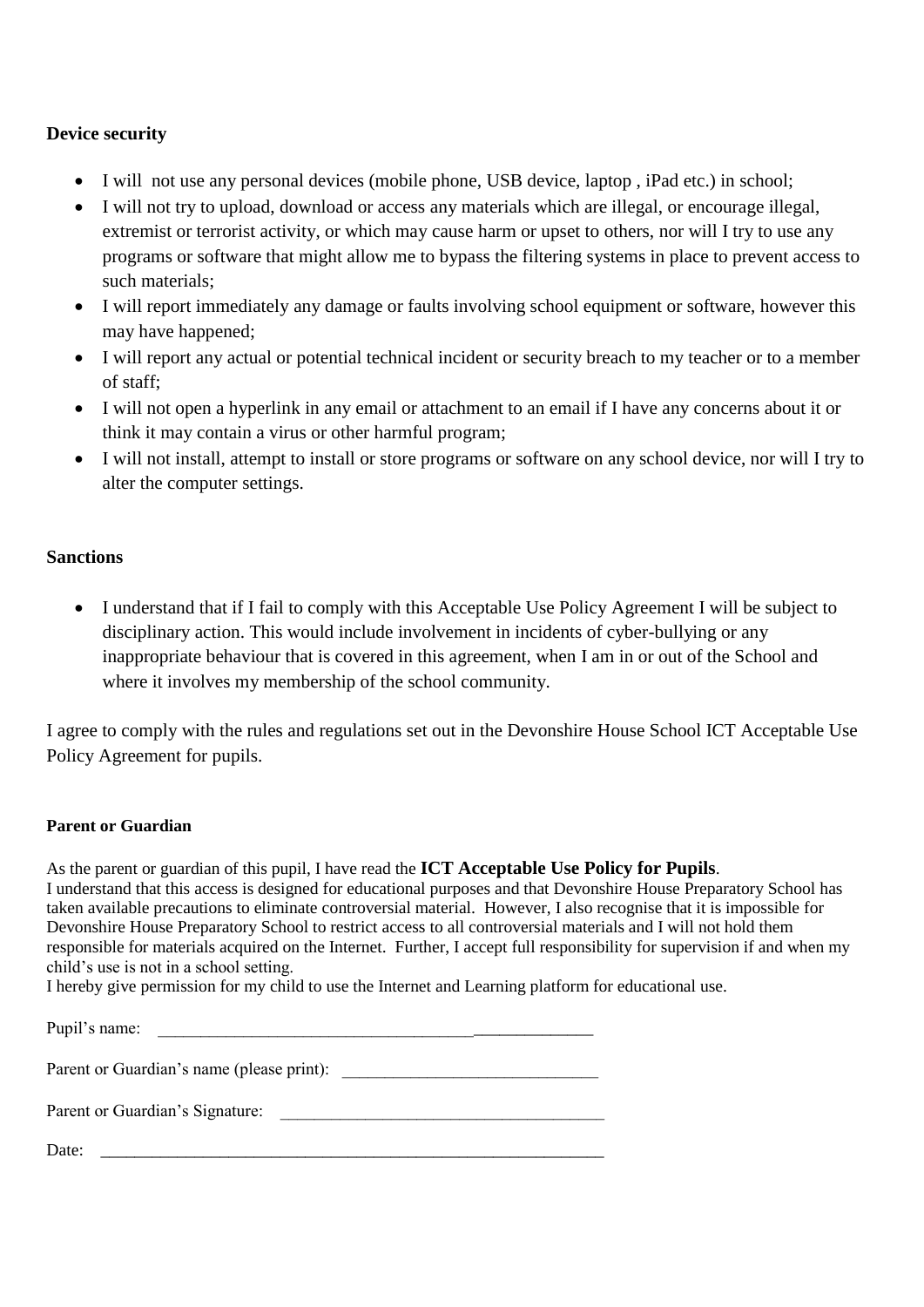**Device security**

- I will  not use any personal devices (mobile phone, USB device, laptop , iPad etc.) in school;
- I will not try to upload, download or access any materials which are illegal, or encourage illegal, extremist or terrorist activity, or which may cause harm or upset to others, nor will I try to use any programs or software that might allow me to bypass the filtering systems in place to prevent access to such materials;
- I will report immediately any damage or faults involving school equipment or software, however this may have happened;
- I will report any actual or potential technical incident or security breach to my teacher or to a member of staff;
- I will not open a hyperlink in any email or attachment to an email if I have any concerns about it or think it may contain a virus or other harmful program;
- I will not install, attempt to install or store programs or software on any school device, nor will I try to alter the computer settings.

**Sanctions**

- I understand that if I fail to comply with this Acceptable Use Policy Agreement I will be subject to disciplinary action. This would include involvement in incidents of cyber-bullying or any inappropriate behaviour that is covered in this agreement, when I am in or out of the School and where it involves my membership of the school community.

I agree to comply with the rules and regulations set out in the Devonshire House School ICT Acceptable Use Policy Agreement for pupils.

**Parent or Guardian**

As the parent or guardian of this pupil, I have read the **ICT Acceptable Use Policy for Pupils**.
I understand that this access is designed for educational purposes and that Devonshire House Preparatory School has taken available precautions to eliminate controversial material. However, I also recognise that it is impossible for Devonshire House Preparatory School to restrict access to all controversial materials and I will not hold them responsible for materials acquired on the Internet. Further, I accept full responsibility for supervision if and when my child's use is not in a school setting.
I hereby give permission for my child to use the Internet and Learning platform for educational use.

Pupil's name: ___________________________________________________

Parent or Guardian's name (please print): ______________________________

Parent or Guardian's Signature: ______________________________________

Date: ____________________________________________________________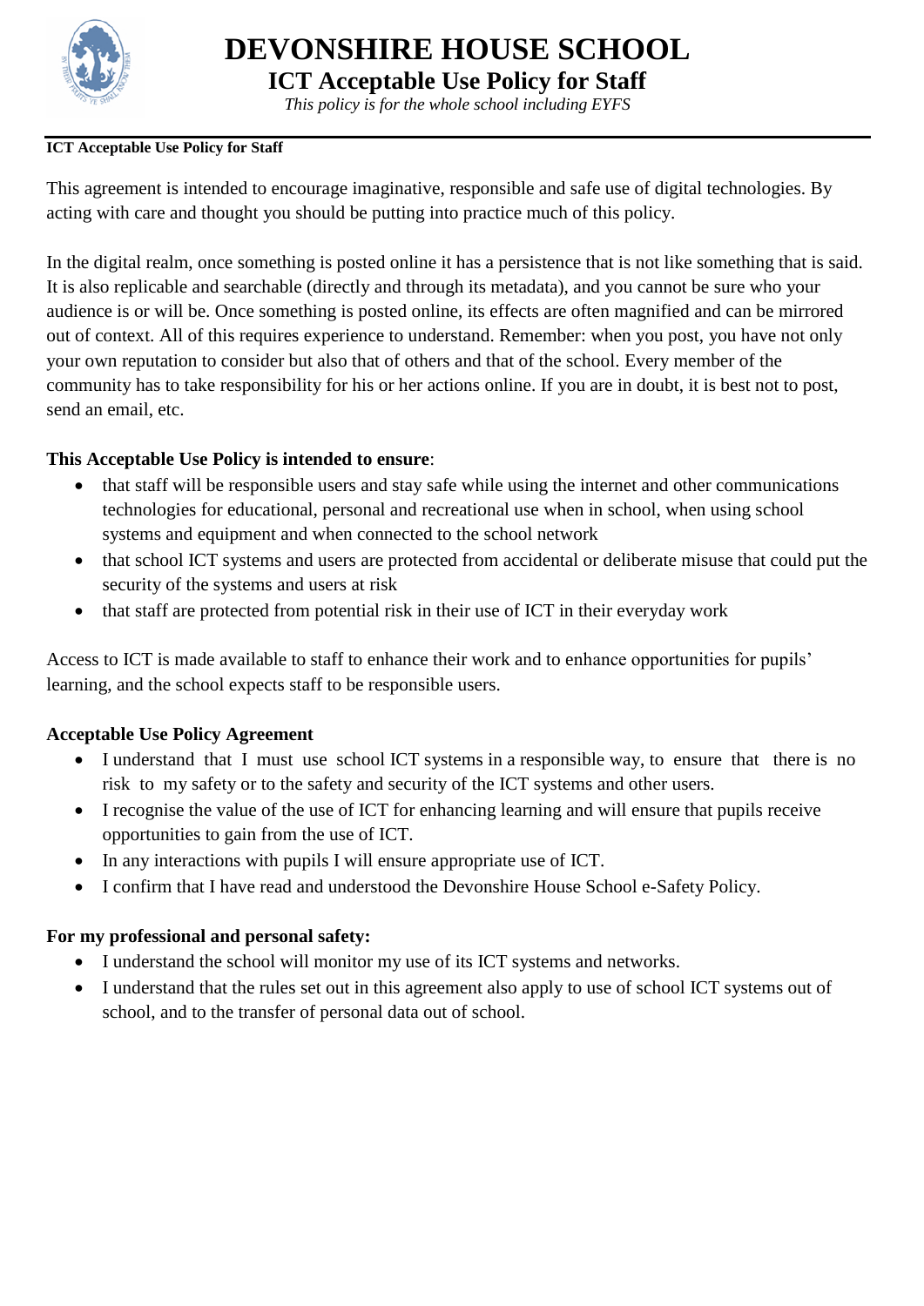# DEVONSHIRE HOUSE SCHOOL

## ICT Acceptable Use Policy for Staff

*This policy is for the whole school including EYFS*

**ICT Acceptable Use Policy for Staff**

This agreement is intended to encourage imaginative, responsible and safe use of digital technologies. By acting with care and thought you should be putting into practice much of this policy.

In the digital realm, once something is posted online it has a persistence that is not like something that is said. It is also replicable and searchable (directly and through its metadata), and you cannot be sure who your audience is or will be. Once something is posted online, its effects are often magnified and can be mirrored out of context. All of this requires experience to understand. Remember: when you post, you have not only your own reputation to consider but also that of others and that of the school. Every member of the community has to take responsibility for his or her actions online. If you are in doubt, it is best not to post, send an email, etc.

**This Acceptable Use Policy is intended to ensure**:

- that staff will be responsible users and stay safe while using the internet and other communications technologies for educational, personal and recreational use when in school, when using school systems and equipment and when connected to the school network
- that school ICT systems and users are protected from accidental or deliberate misuse that could put the security of the systems and users at risk
- that staff are protected from potential risk in their use of ICT in their everyday work

Access to ICT is made available to staff to enhance their work and to enhance opportunities for pupils' learning, and the school expects staff to be responsible users.

**Acceptable Use Policy Agreement**

- I understand that I must use school ICT systems in a responsible way, to ensure that there is no risk to my safety or to the safety and security of the ICT systems and other users.
- I recognise the value of the use of ICT for enhancing learning and will ensure that pupils receive opportunities to gain from the use of ICT.
- In any interactions with pupils I will ensure appropriate use of ICT.
- I confirm that I have read and understood the Devonshire House School e-Safety Policy.

**For my professional and personal safety:**

- I understand the school will monitor my use of its ICT systems and networks.
- I understand that the rules set out in this agreement also apply to use of school ICT systems out of school, and to the transfer of personal data out of school.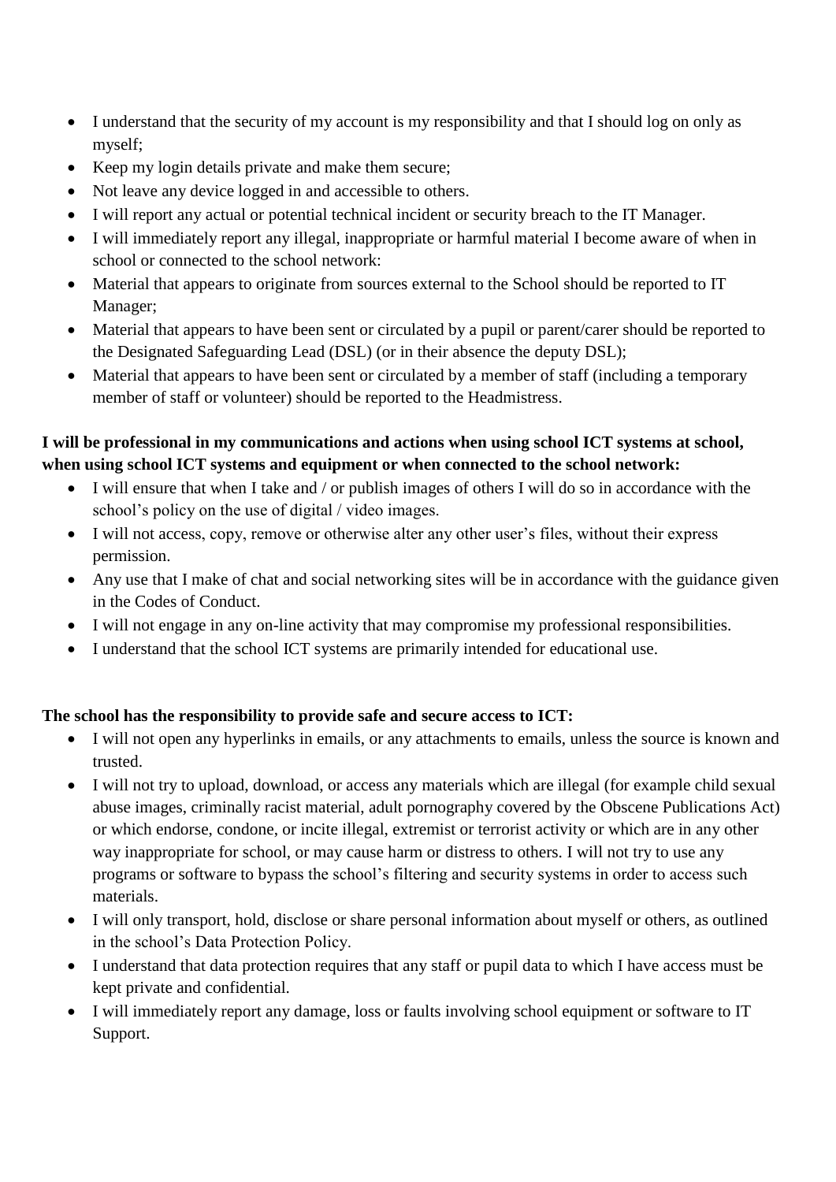- I understand that the security of my account is my responsibility and that I should log on only as myself;
- Keep my login details private and make them secure;
- Not leave any device logged in and accessible to others.
- I will report any actual or potential technical incident or security breach to the IT Manager.
- I will immediately report any illegal, inappropriate or harmful material I become aware of when in school or connected to the school network:
- Material that appears to originate from sources external to the School should be reported to IT Manager;
- Material that appears to have been sent or circulated by a pupil or parent/carer should be reported to the Designated Safeguarding Lead (DSL) (or in their absence the deputy DSL);
- Material that appears to have been sent or circulated by a member of staff (including a temporary member of staff or volunteer) should be reported to the Headmistress.

**I will be professional in my communications and actions when using school ICT systems at school, when using school ICT systems and equipment or when connected to the school network:**

- I will ensure that when I take and / or publish images of others I will do so in accordance with the school's policy on the use of digital / video images.
- I will not access, copy, remove or otherwise alter any other user's files, without their express permission.
- Any use that I make of chat and social networking sites will be in accordance with the guidance given in the Codes of Conduct.
- I will not engage in any on-line activity that may compromise my professional responsibilities.
- I understand that the school ICT systems are primarily intended for educational use.

**The school has the responsibility to provide safe and secure access to ICT:**

- I will not open any hyperlinks in emails, or any attachments to emails, unless the source is known and trusted.
- I will not try to upload, download, or access any materials which are illegal (for example child sexual abuse images, criminally racist material, adult pornography covered by the Obscene Publications Act) or which endorse, condone, or incite illegal, extremist or terrorist activity or which are in any other way inappropriate for school, or may cause harm or distress to others. I will not try to use any programs or software to bypass the school's filtering and security systems in order to access such materials.
- I will only transport, hold, disclose or share personal information about myself or others, as outlined in the school's Data Protection Policy.
- I understand that data protection requires that any staff or pupil data to which I have access must be kept private and confidential.
- I will immediately report any damage, loss or faults involving school equipment or software to IT Support.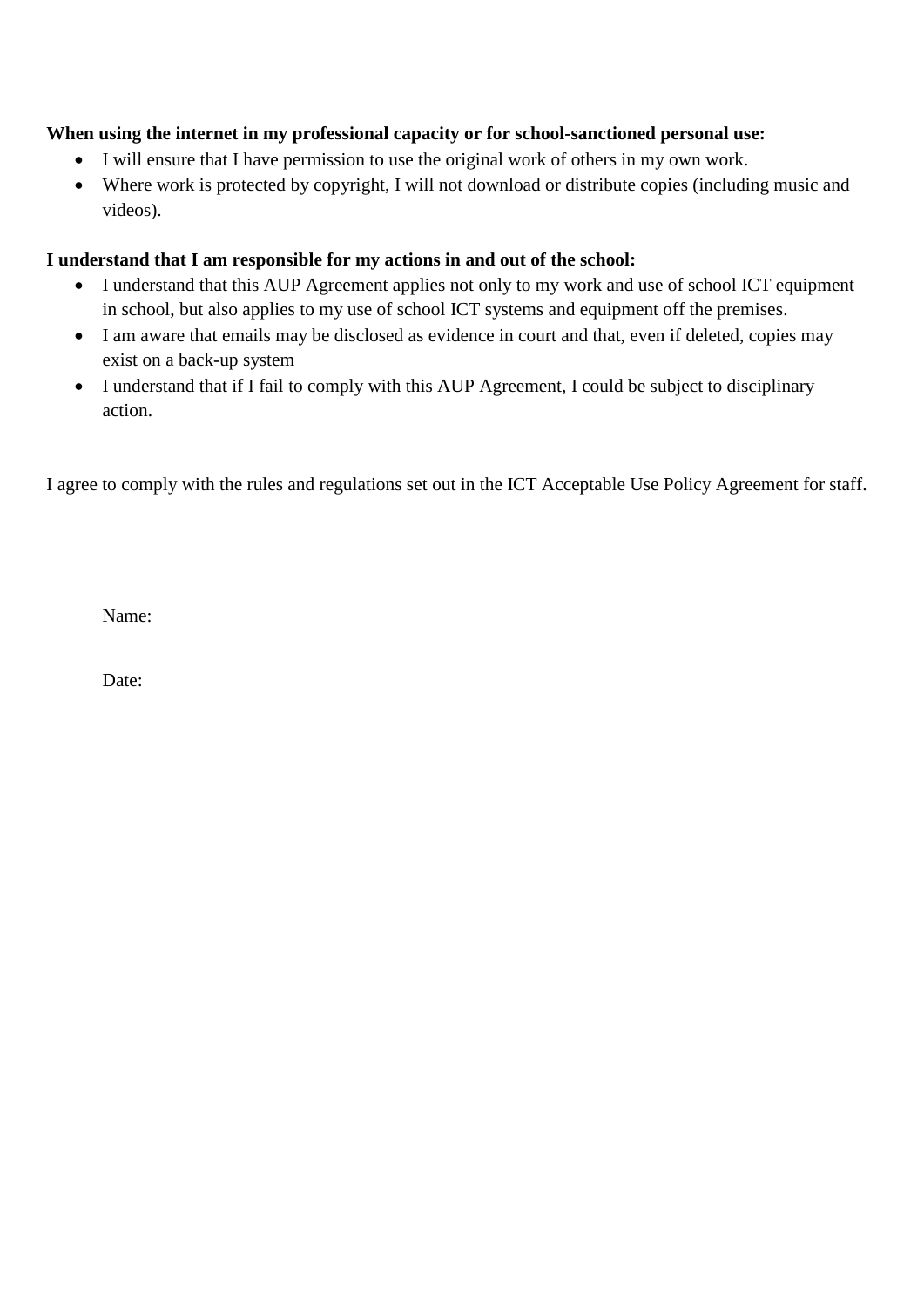**When using the internet in my professional capacity or for school-sanctioned personal use:**

- I will ensure that I have permission to use the original work of others in my own work.
- Where work is protected by copyright, I will not download or distribute copies (including music and videos).

**I understand that I am responsible for my actions in and out of the school:**

- I understand that this AUP Agreement applies not only to my work and use of school ICT equipment in school, but also applies to my use of school ICT systems and equipment off the premises.
- I am aware that emails may be disclosed as evidence in court and that, even if deleted, copies may exist on a back-up system
- I understand that if I fail to comply with this AUP Agreement, I could be subject to disciplinary action.

I agree to comply with the rules and regulations set out in the ICT Acceptable Use Policy Agreement for staff.

Name:

Date: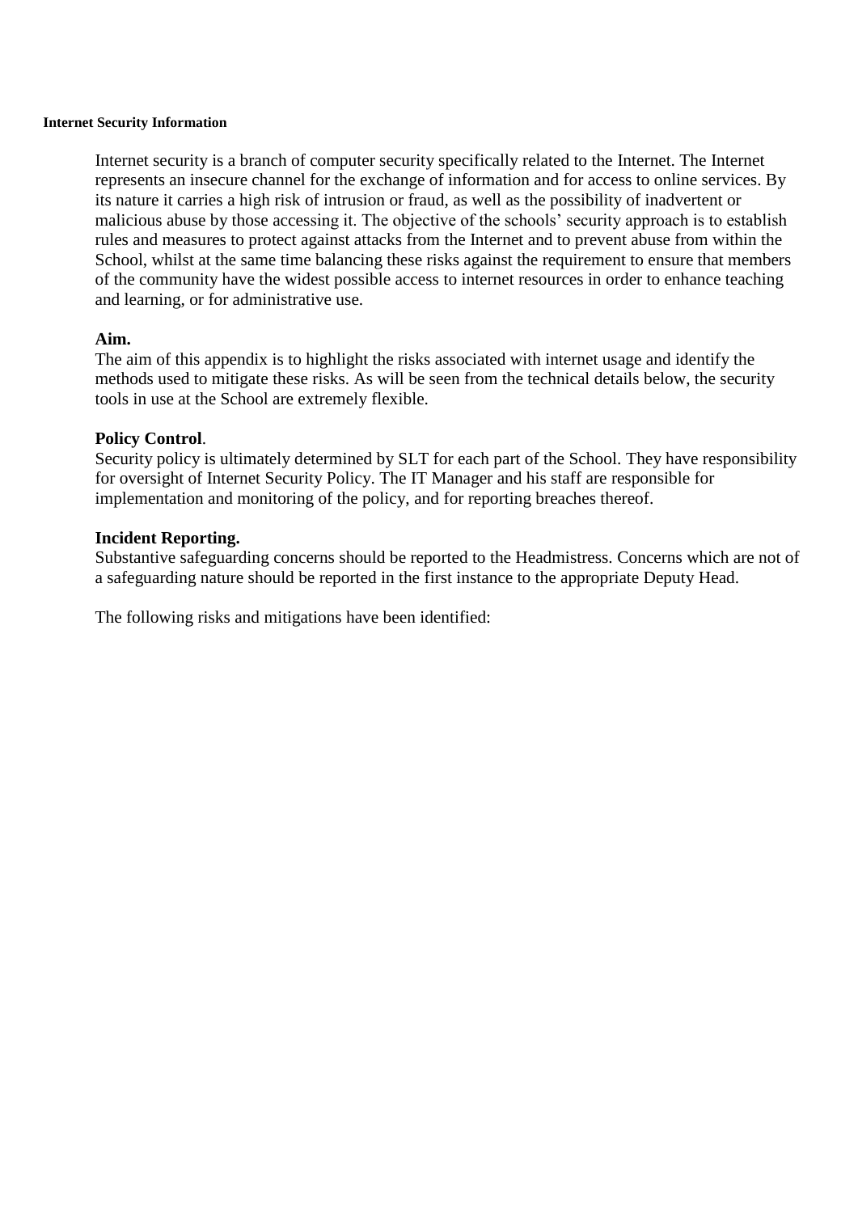#### Internet Security Information

Internet security is a branch of computer security specifically related to the Internet. The Internet represents an insecure channel for the exchange of information and for access to online services. By its nature it carries a high risk of intrusion or fraud, as well as the possibility of inadvertent or malicious abuse by those accessing it. The objective of the schools' security approach is to establish rules and measures to protect against attacks from the Internet and to prevent abuse from within the School, whilst at the same time balancing these risks against the requirement to ensure that members of the community have the widest possible access to internet resources in order to enhance teaching and learning, or for administrative use.

**Aim.**
The aim of this appendix is to highlight the risks associated with internet usage and identify the methods used to mitigate these risks. As will be seen from the technical details below, the security tools in use at the School are extremely flexible.

**Policy Control**.
Security policy is ultimately determined by SLT for each part of the School. They have responsibility for oversight of Internet Security Policy. The IT Manager and his staff are responsible for implementation and monitoring of the policy, and for reporting breaches thereof.

**Incident Reporting.**
Substantive safeguarding concerns should be reported to the Headmistress. Concerns which are not of a safeguarding nature should be reported in the first instance to the appropriate Deputy Head.

The following risks and mitigations have been identified: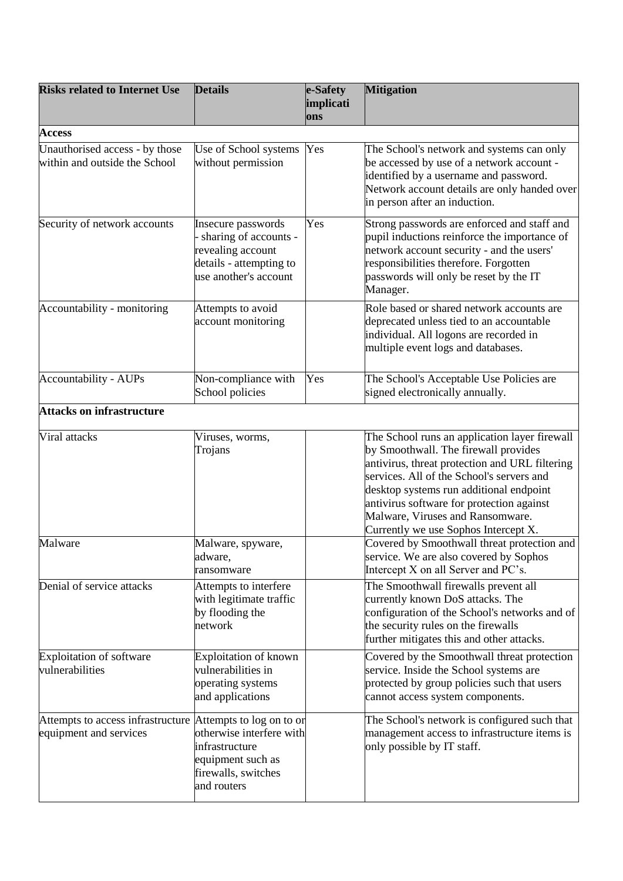| Risks related to Internet Use | Details | e-Safety implications | Mitigation |
|---|---|---|---|
| **Access** | | | |
| Unauthorised access - by those within and outside the School | Use of School systems without permission | Yes | The School's network and systems can only be accessed by use of a network account - identified by a username and password. Network account details are only handed over in person after an induction. |
| Security of network accounts | Insecure passwords - sharing of accounts - revealing account details - attempting to use another's account | Yes | Strong passwords are enforced and staff and pupil inductions reinforce the importance of network account security - and the users' responsibilities therefore. Forgotten passwords will only be reset by the IT Manager. |
| Accountability - monitoring | Attempts to avoid account monitoring | | Role based or shared network accounts are deprecated unless tied to an accountable individual. All logons are recorded in multiple event logs and databases. |
| Accountability - AUPs | Non-compliance with School policies | Yes | The School's Acceptable Use Policies are signed electronically annually. |
| **Attacks on infrastructure** | | | |
| Viral attacks | Viruses, worms, Trojans | | The School runs an application layer firewall by Smoothwall. The firewall provides antivirus, threat protection and URL filtering services. All of the School's servers and desktop systems run additional endpoint antivirus software for protection against Malware, Viruses and Ransomware. Currently we use Sophos Intercept X. |
| Malware | Malware, spyware, adware, ransomware | | Covered by Smoothwall threat protection and service. We are also covered by Sophos Intercept X on all Server and PC's. |
| Denial of service attacks | Attempts to interfere with legitimate traffic by flooding the network | | The Smoothwall firewalls prevent all currently known DoS attacks. The configuration of the School's networks and of the security rules on the firewalls further mitigates this and other attacks. |
| Exploitation of software vulnerabilities | Exploitation of known vulnerabilities in operating systems and applications | | Covered by the Smoothwall threat protection service. Inside the School systems are protected by group policies such that users cannot access system components. |
| Attempts to access infrastructure equipment and services | Attempts to log on to or otherwise interfere with infrastructure equipment such as firewalls, switches and routers | | The School's network is configured such that management access to infrastructure items is only possible by IT staff. |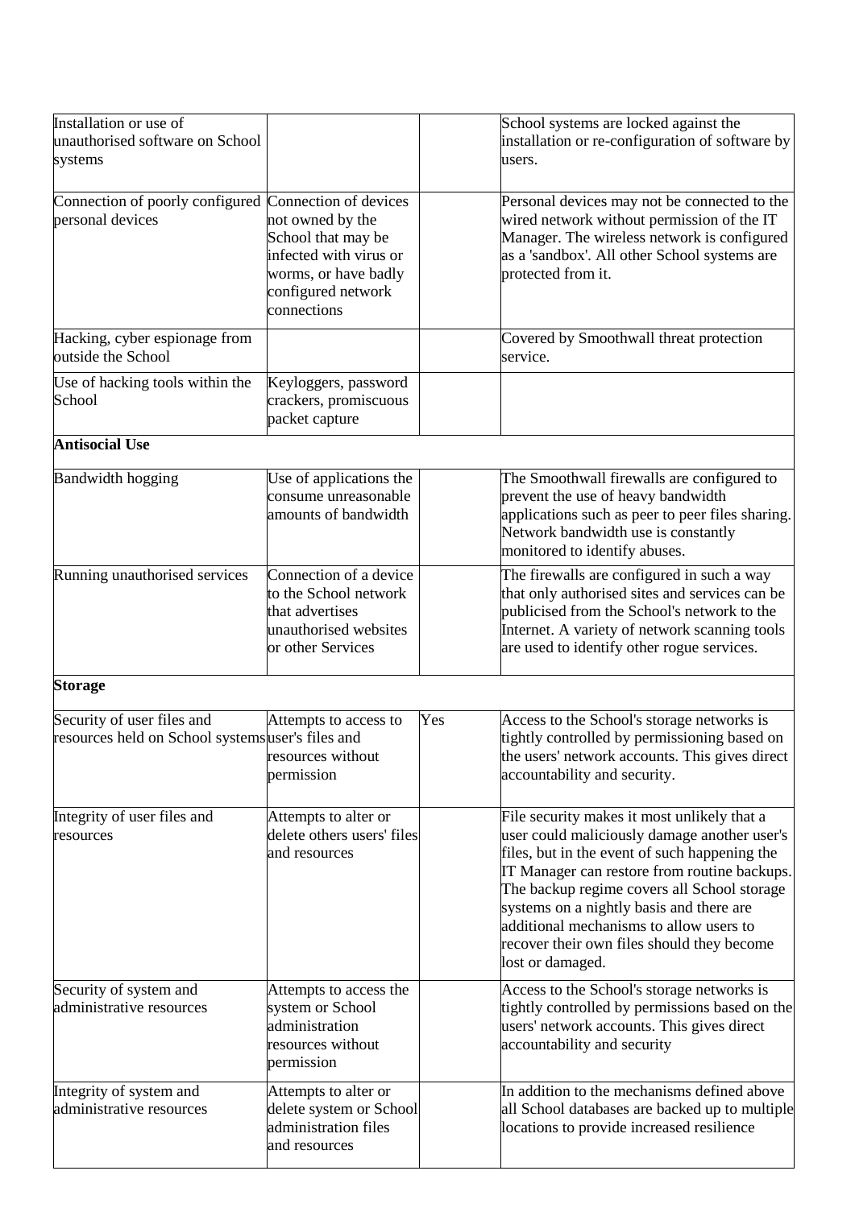| | | | |
|---|---|---|---|
| Installation or use of unauthorised software on School systems | | | School systems are locked against the installation or re-configuration of software by users. |
| Connection of poorly configured personal devices | Connection of devices not owned by the School that may be infected with virus or worms, or have badly configured network connections | | Personal devices may not be connected to the wired network without permission of the IT Manager. The wireless network is configured as a 'sandbox'. All other School systems are protected from it. |
| Hacking, cyber espionage from outside the School | | | Covered by Smoothwall threat protection service. |
| Use of hacking tools within the School | Keyloggers, password crackers, promiscuous packet capture | | |
| **Antisocial Use** | | | |
| Bandwidth hogging | Use of applications the consume unreasonable amounts of bandwidth | | The Smoothwall firewalls are configured to prevent the use of heavy bandwidth applications such as peer to peer files sharing. Network bandwidth use is constantly monitored to identify abuses. |
| Running unauthorised services | Connection of a device to the School network that advertises unauthorised websites or other Services | | The firewalls are configured in such a way that only authorised sites and services can be publicised from the School's network to the Internet. A variety of network scanning tools are used to identify other rogue services. |
| **Storage** | | | |
| Security of user files and resources held on School systems | Attempts to access to user's files and resources without permission | Yes | Access to the School's storage networks is tightly controlled by permissioning based on the users' network accounts. This gives direct accountability and security. |
| Integrity of user files and resources | Attempts to alter or delete others users' files and resources | | File security makes it most unlikely that a user could maliciously damage another user's files, but in the event of such happening the IT Manager can restore from routine backups. The backup regime covers all School storage systems on a nightly basis and there are additional mechanisms to allow users to recover their own files should they become lost or damaged. |
| Security of system and administrative resources | Attempts to access the system or School administration resources without permission | | Access to the School's storage networks is tightly controlled by permissions based on the users' network accounts. This gives direct accountability and security |
| Integrity of system and administrative resources | Attempts to alter or delete system or School administration files and resources | | In addition to the mechanisms defined above all School databases are backed up to multiple locations to provide increased resilience |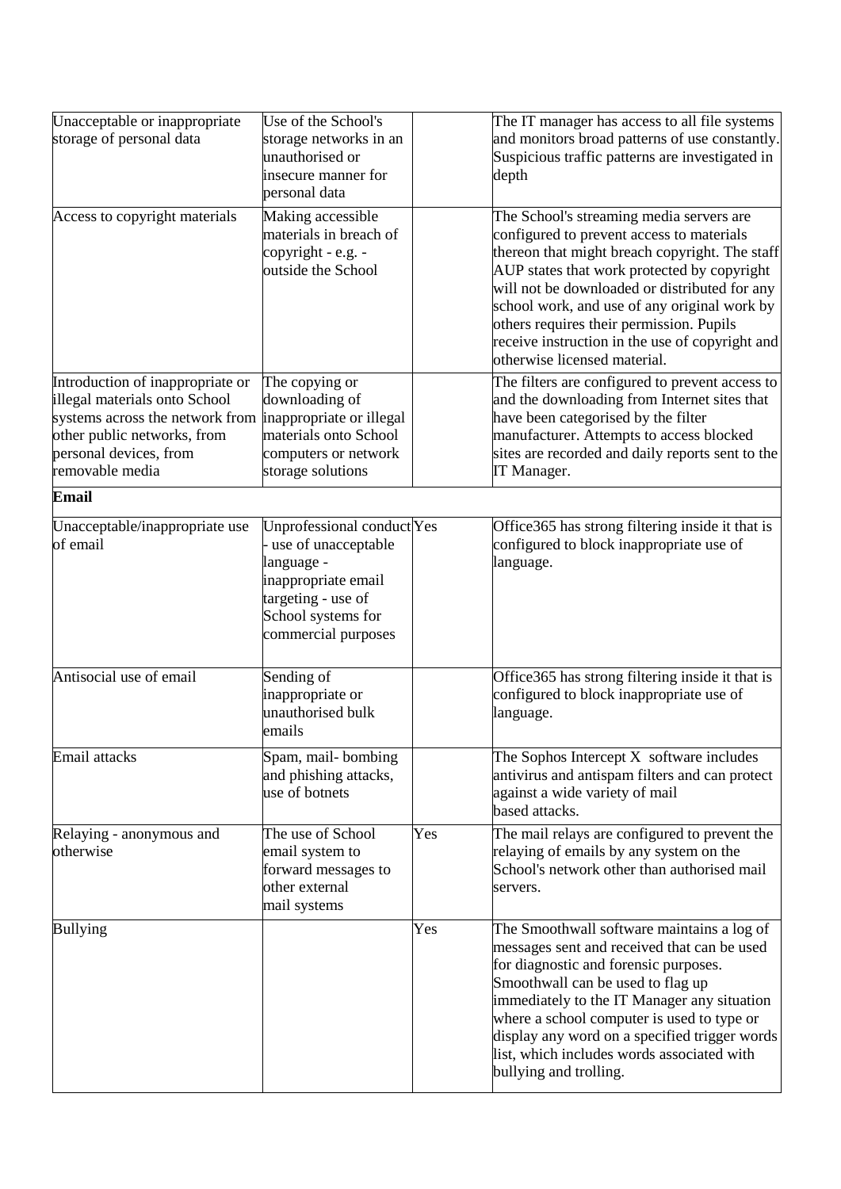| | | | |
|---|---|---|---|
| Unacceptable or inappropriate storage of personal data | Use of the School's storage networks in an unauthorised or insecure manner for personal data | | The IT manager has access to all file systems and monitors broad patterns of use constantly. Suspicious traffic patterns are investigated in depth |
| Access to copyright materials | Making accessible materials in breach of copyright - e.g. - outside the School | | The School's streaming media servers are configured to prevent access to materials thereon that might breach copyright. The staff AUP states that work protected by copyright will not be downloaded or distributed for any school work, and use of any original work by others requires their permission. Pupils receive instruction in the use of copyright and otherwise licensed material. |
| Introduction of inappropriate or illegal materials onto School systems across the network from other public networks, from personal devices, from removable media | The copying or downloading of inappropriate or illegal materials onto School computers or network storage solutions | | The filters are configured to prevent access to and the downloading from Internet sites that have been categorised by the filter manufacturer. Attempts to access blocked sites are recorded and daily reports sent to the IT Manager. |
| **Email** | | | |
| Unacceptable/inappropriate use of email | Unprofessional conduct - use of unacceptable language - inappropriate email targeting - use of School systems for commercial purposes | Yes | Office365 has strong filtering inside it that is configured to block inappropriate use of language. |
| Antisocial use of email | Sending of inappropriate or unauthorised bulk emails | | Office365 has strong filtering inside it that is configured to block inappropriate use of language. |
| Email attacks | Spam, mail- bombing and phishing attacks, use of botnets | | The Sophos Intercept X software includes antivirus and antispam filters and can protect against a wide variety of mail based attacks. |
| Relaying - anonymous and otherwise | The use of School email system to forward messages to other external mail systems | Yes | The mail relays are configured to prevent the relaying of emails by any system on the School's network other than authorised mail servers. |
| Bullying | | Yes | The Smoothwall software maintains a log of messages sent and received that can be used for diagnostic and forensic purposes. Smoothwall can be used to flag up immediately to the IT Manager any situation where a school computer is used to type or display any word on a specified trigger words list, which includes words associated with bullying and trolling. |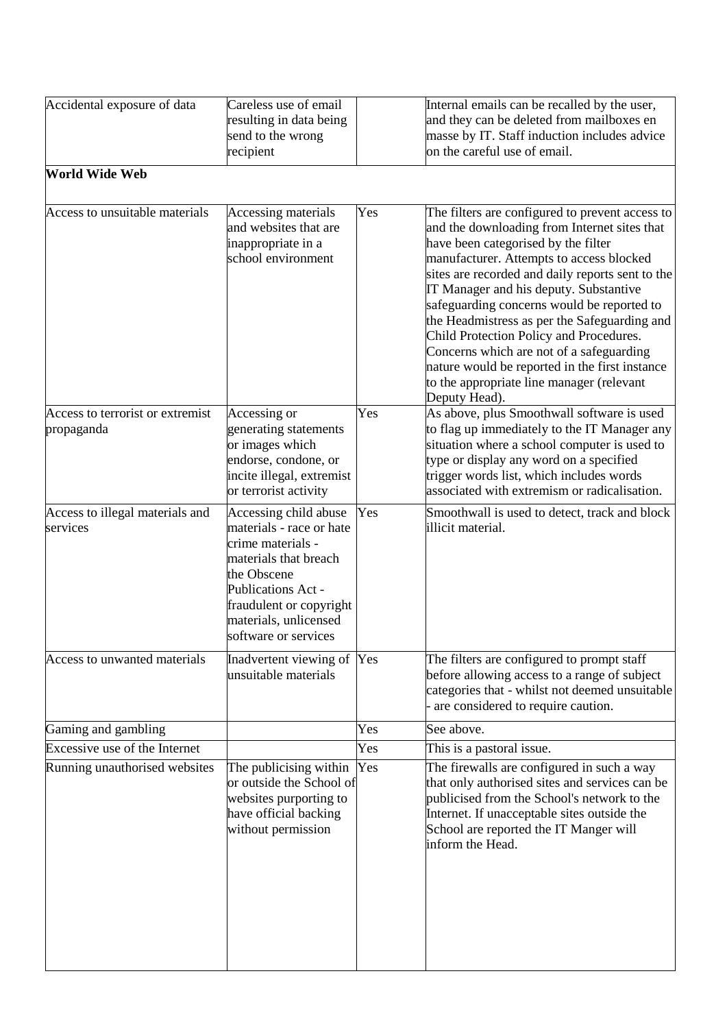| | | | |
|---|---|---|---|
| Accidental exposure of data | Careless use of email resulting in data being send to the wrong recipient | | Internal emails can be recalled by the user, and they can be deleted from mailboxes en masse by IT. Staff induction includes advice on the careful use of email. |
| **World Wide Web** | | | |
| Access to unsuitable materials | Accessing materials and websites that are inappropriate in a school environment | Yes | The filters are configured to prevent access to and the downloading from Internet sites that have been categorised by the filter manufacturer. Attempts to access blocked sites are recorded and daily reports sent to the IT Manager and his deputy. Substantive safeguarding concerns would be reported to the Headmistress as per the Safeguarding and Child Protection Policy and Procedures. Concerns which are not of a safeguarding nature would be reported in the first instance to the appropriate line manager (relevant Deputy Head). |
| Access to terrorist or extremist propaganda | Accessing or generating statements or images which endorse, condone, or incite illegal, extremist or terrorist activity | Yes | As above, plus Smoothwall software is used to flag up immediately to the IT Manager any situation where a school computer is used to type or display any word on a specified trigger words list, which includes words associated with extremism or radicalisation. |
| Access to illegal materials and services | Accessing child abuse materials - race or hate crime materials - materials that breach the Obscene Publications Act - fraudulent or copyright materials, unlicensed software or services | Yes | Smoothwall is used to detect, track and block illicit material. |
| Access to unwanted materials | Inadvertent viewing of unsuitable materials | Yes | The filters are configured to prompt staff before allowing access to a range of subject categories that - whilst not deemed unsuitable - are considered to require caution. |
| Gaming and gambling | | Yes | See above. |
| Excessive use of the Internet | | Yes | This is a pastoral issue. |
| Running unauthorised websites | The publicising within or outside the School of websites purporting to have official backing without permission | Yes | The firewalls are configured in such a way that only authorised sites and services can be publicised from the School's network to the Internet. If unacceptable sites outside the School are reported the IT Manger will inform the Head. |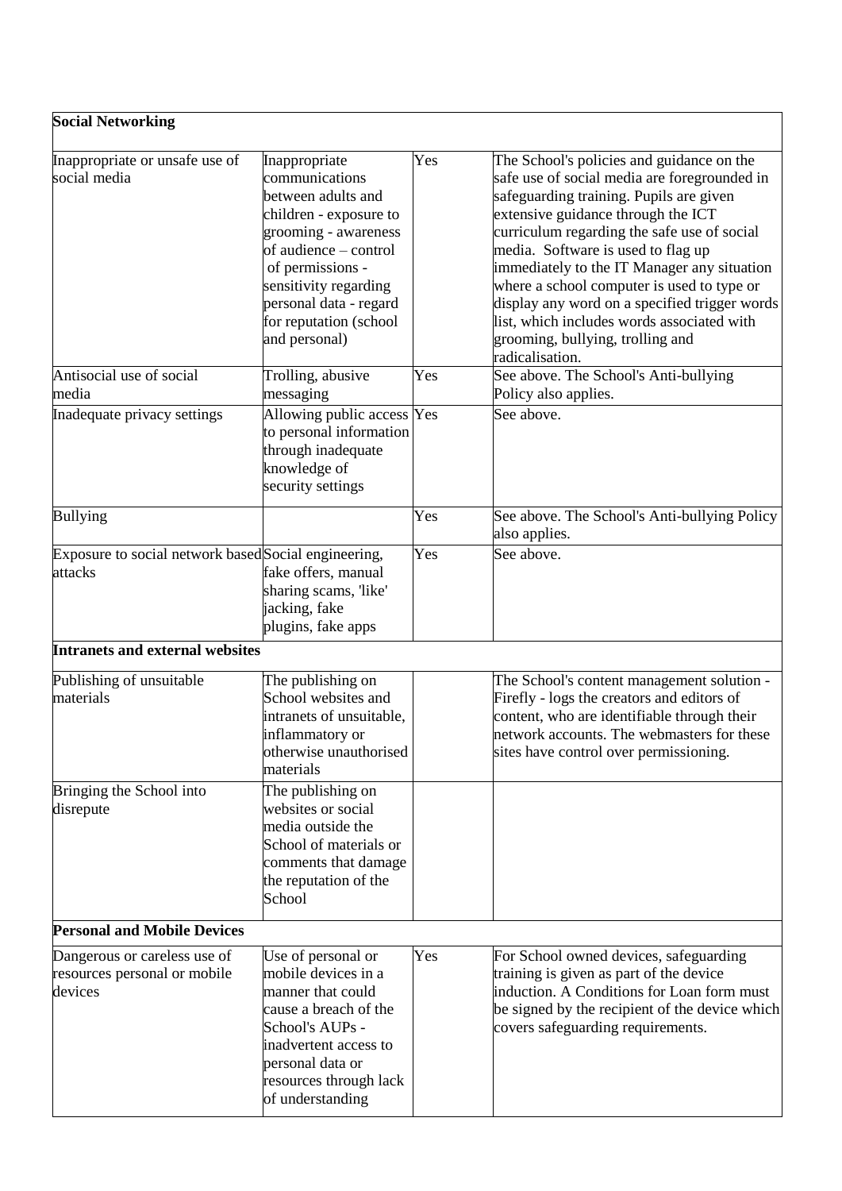| Social Networking | | | |
|---|---|---|---|
| Inappropriate or unsafe use of social media | Inappropriate communications between adults and children - exposure to grooming - awareness of audience – control of permissions - sensitivity regarding personal data - regard for reputation (school and personal) | Yes | The School's policies and guidance on the safe use of social media are foregrounded in safeguarding training. Pupils are given extensive guidance through the ICT curriculum regarding the safe use of social media. Software is used to flag up immediately to the IT Manager any situation where a school computer is used to type or display any word on a specified trigger words list, which includes words associated with grooming, bullying, trolling and radicalisation. |
| Antisocial use of social media | Trolling, abusive messaging | Yes | See above. The School's Anti-bullying Policy also applies. |
| Inadequate privacy settings | Allowing public access to personal information through inadequate knowledge of security settings | Yes | See above. |
| Bullying | | Yes | See above. The School's Anti-bullying Policy also applies. |
| Exposure to social network based attacks | Social engineering, fake offers, manual sharing scams, 'like' jacking, fake plugins, fake apps | Yes | See above. |
| **Intranets and external websites** | | | |
| Publishing of unsuitable materials | The publishing on School websites and intranets of unsuitable, inflammatory or otherwise unauthorised materials | | The School's content management solution - Firefly - logs the creators and editors of content, who are identifiable through their network accounts. The webmasters for these sites have control over permissioning. |
| Bringing the School into disrepute | The publishing on websites or social media outside the School of materials or comments that damage the reputation of the School | | |
| **Personal and Mobile Devices** | | | |
| Dangerous or careless use of resources personal or mobile devices | Use of personal or mobile devices in a manner that could cause a breach of the School's AUPs - inadvertent access to personal data or resources through lack of understanding | Yes | For School owned devices, safeguarding training is given as part of the device induction. A Conditions for Loan form must be signed by the recipient of the device which covers safeguarding requirements. |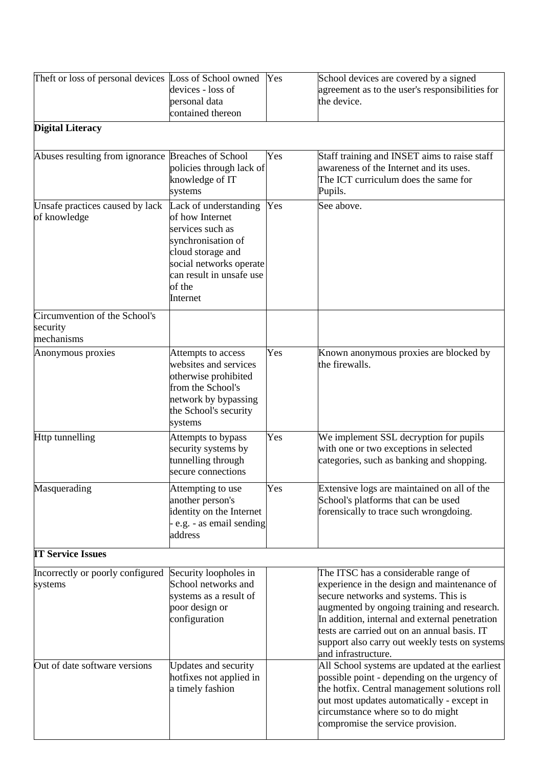| | | | |
|---|---|---|---|
| Theft or loss of personal devices | Loss of School owned devices - loss of personal data contained thereon | Yes | School devices are covered by a signed agreement as to the user's responsibilities for the device. |
| **Digital Literacy** | | | |
| Abuses resulting from ignorance | Breaches of School policies through lack of knowledge of IT systems | Yes | Staff training and INSET aims to raise staff awareness of the Internet and its uses. The ICT curriculum does the same for Pupils. |
| Unsafe practices caused by lack of knowledge | Lack of understanding of how Internet services such as synchronisation of cloud storage and social networks operate can result in unsafe use of the Internet | Yes | See above. |
| Circumvention of the School's security mechanisms | | | |
| Anonymous proxies | Attempts to access websites and services otherwise prohibited from the School's network by bypassing the School's security systems | Yes | Known anonymous proxies are blocked by the firewalls. |
| Http tunnelling | Attempts to bypass security systems by tunnelling through secure connections | Yes | We implement SSL decryption for pupils with one or two exceptions in selected categories, such as banking and shopping. |
| Masquerading | Attempting to use another person's identity on the Internet - e.g. - as email sending address | Yes | Extensive logs are maintained on all of the School's platforms that can be used forensically to trace such wrongdoing. |
| **IT Service Issues** | | | |
| Incorrectly or poorly configured systems | Security loopholes in School networks and systems as a result of poor design or configuration | | The ITSC has a considerable range of experience in the design and maintenance of secure networks and systems. This is augmented by ongoing training and research. In addition, internal and external penetration tests are carried out on an annual basis. IT support also carry out weekly tests on systems and infrastructure. |
| Out of date software versions | Updates and security hotfixes not applied in a timely fashion | | All School systems are updated at the earliest possible point - depending on the urgency of the hotfix. Central management solutions roll out most updates automatically - except in circumstance where so to do might compromise the service provision. |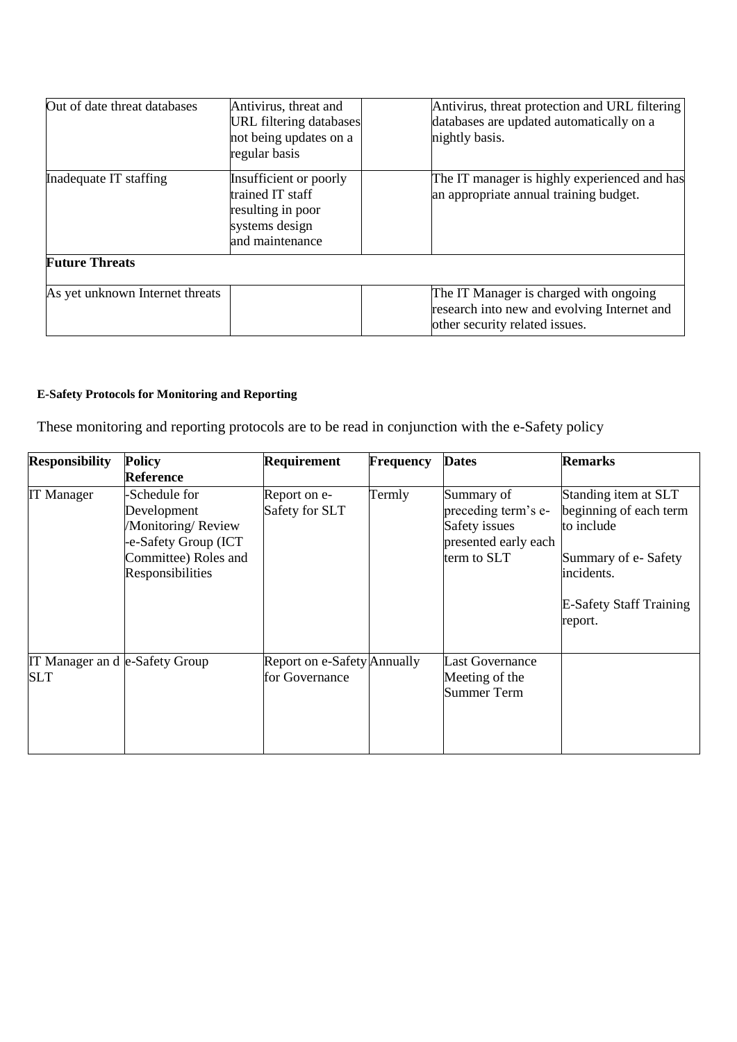| | | | |
|---|---|---|---|
| Out of date threat databases | Antivirus, threat and URL filtering databases not being updates on a regular basis | | Antivirus, threat protection and URL filtering databases are updated automatically on a nightly basis. |
| Inadequate IT staffing | Insufficient or poorly trained IT staff resulting in poor systems design and maintenance | | The IT manager is highly experienced and has an appropriate annual training budget. |
| **Future Threats** | | | |
| As yet unknown Internet threats | | | The IT Manager is charged with ongoing research into new and evolving Internet and other security related issues. |

**E-Safety Protocols for Monitoring and Reporting**

These monitoring and reporting protocols are to be read in conjunction with the e-Safety policy

| Responsibility | Policy Reference | Requirement | Frequency | Dates | Remarks |
|---|---|---|---|---|---|
| IT Manager | -Schedule for Development /Monitoring/ Review<br>-e-Safety Group (ICT Committee) Roles and Responsibilities | Report on e-Safety for SLT | Termly | Summary of preceding term's e-Safety issues presented early each term to SLT | Standing item at SLT beginning of each term to include<br><br>Summary of e- Safety incidents.<br><br>E-Safety Staff Training report. |
| IT Manager an d SLT | e-Safety Group | Report on e-Safety for Governance | Annually | Last Governance Meeting of the Summer Term | |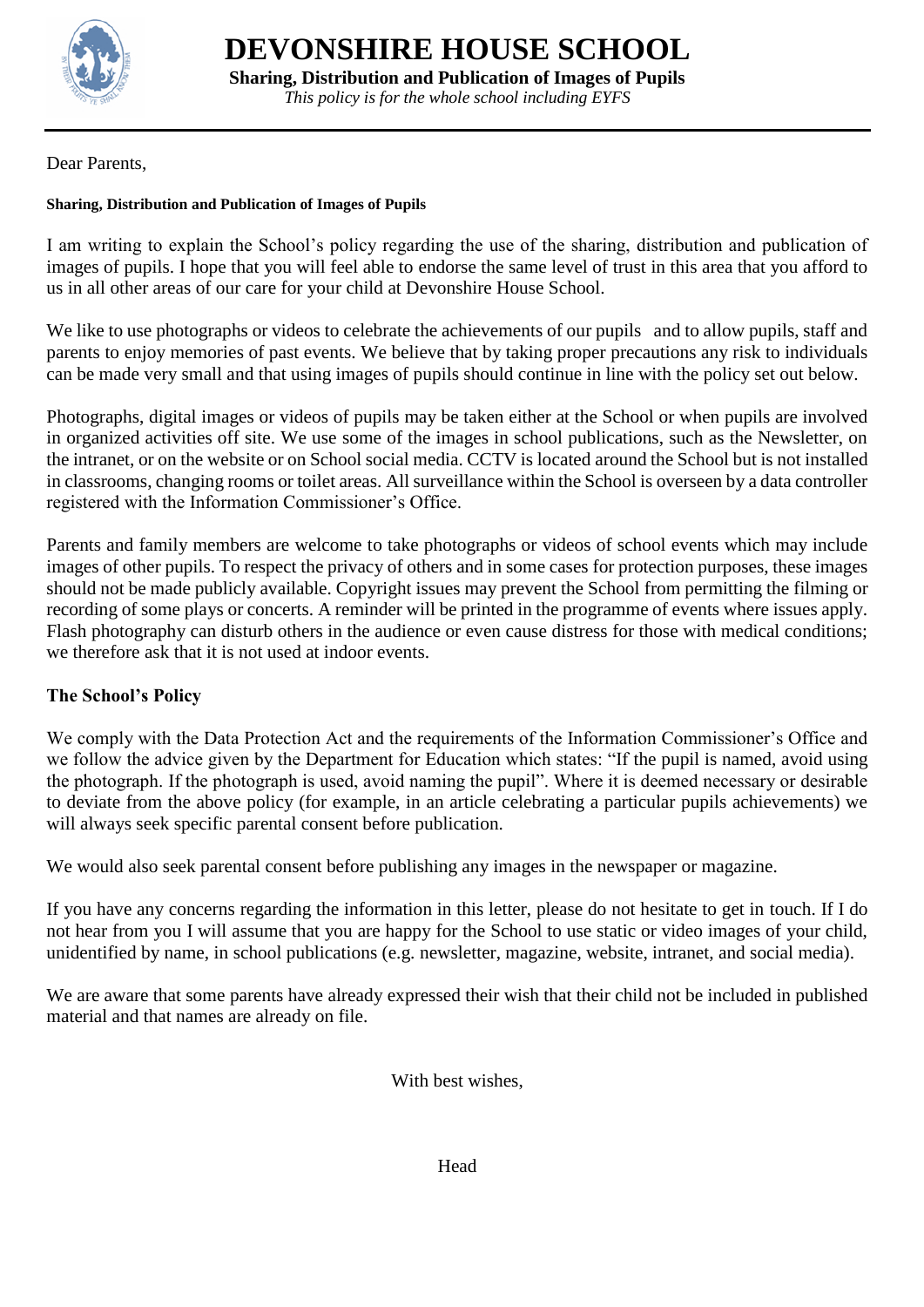# DEVONSHIRE HOUSE SCHOOL

**Sharing, Distribution and Publication of Images of Pupils**

*This policy is for the whole school including EYFS*

Dear Parents,

**Sharing, Distribution and Publication of Images of Pupils**

I am writing to explain the School's policy regarding the use of the sharing, distribution and publication of images of pupils. I hope that you will feel able to endorse the same level of trust in this area that you afford to us in all other areas of our care for your child at Devonshire House School.

We like to use photographs or videos to celebrate the achievements of our pupils and to allow pupils, staff and parents to enjoy memories of past events. We believe that by taking proper precautions any risk to individuals can be made very small and that using images of pupils should continue in line with the policy set out below.

Photographs, digital images or videos of pupils may be taken either at the School or when pupils are involved in organized activities off site. We use some of the images in school publications, such as the Newsletter, on the intranet, or on the website or on School social media. CCTV is located around the School but is not installed in classrooms, changing rooms or toilet areas. All surveillance within the School is overseen by a data controller registered with the Information Commissioner's Office.

Parents and family members are welcome to take photographs or videos of school events which may include images of other pupils. To respect the privacy of others and in some cases for protection purposes, these images should not be made publicly available. Copyright issues may prevent the School from permitting the filming or recording of some plays or concerts. A reminder will be printed in the programme of events where issues apply. Flash photography can disturb others in the audience or even cause distress for those with medical conditions; we therefore ask that it is not used at indoor events.

## The School's Policy

We comply with the Data Protection Act and the requirements of the Information Commissioner's Office and we follow the advice given by the Department for Education which states: "If the pupil is named, avoid using the photograph. If the photograph is used, avoid naming the pupil". Where it is deemed necessary or desirable to deviate from the above policy (for example, in an article celebrating a particular pupils achievements) we will always seek specific parental consent before publication.

We would also seek parental consent before publishing any images in the newspaper or magazine.

If you have any concerns regarding the information in this letter, please do not hesitate to get in touch. If I do not hear from you I will assume that you are happy for the School to use static or video images of your child, unidentified by name, in school publications (e.g. newsletter, magazine, website, intranet, and social media).

We are aware that some parents have already expressed their wish that their child not be included in published material and that names are already on file.

With best wishes,

Head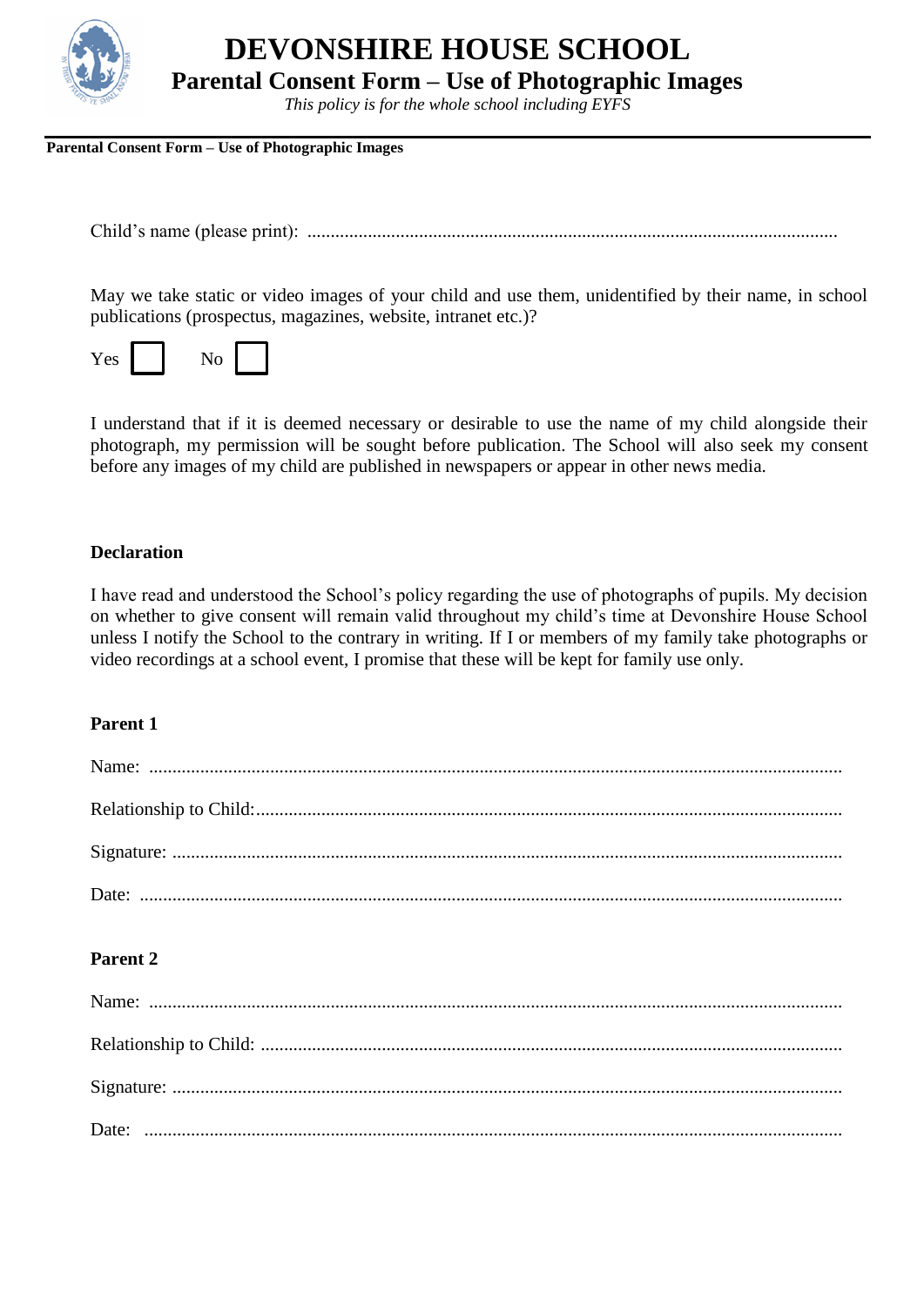# DEVONSHIRE HOUSE SCHOOL

## Parental Consent Form – Use of Photographic Images

*This policy is for the whole school including EYFS*

**Parental Consent Form – Use of Photographic Images**

Child's name (please print): ..................................................................................................................

May we take static or video images of your child and use them, unidentified by their name, in school publications (prospectus, magazines, website, intranet etc.)?

Yes ☐ No ☐

I understand that if it is deemed necessary or desirable to use the name of my child alongside their photograph, my permission will be sought before publication. The School will also seek my consent before any images of my child are published in newspapers or appear in other news media.

**Declaration**

I have read and understood the School's policy regarding the use of photographs of pupils. My decision on whether to give consent will remain valid throughout my child's time at Devonshire House School unless I notify the School to the contrary in writing. If I or members of my family take photographs or video recordings at a school event, I promise that these will be kept for family use only.

**Parent 1**

Name: ..................................................................................................................................

Relationship to Child:............................................................................................................

Signature: .............................................................................................................................

Date: ....................................................................................................................................

**Parent 2**

Name: ..................................................................................................................................

Relationship to Child: ...........................................................................................................

Signature: .............................................................................................................................

Date: ....................................................................................................................................